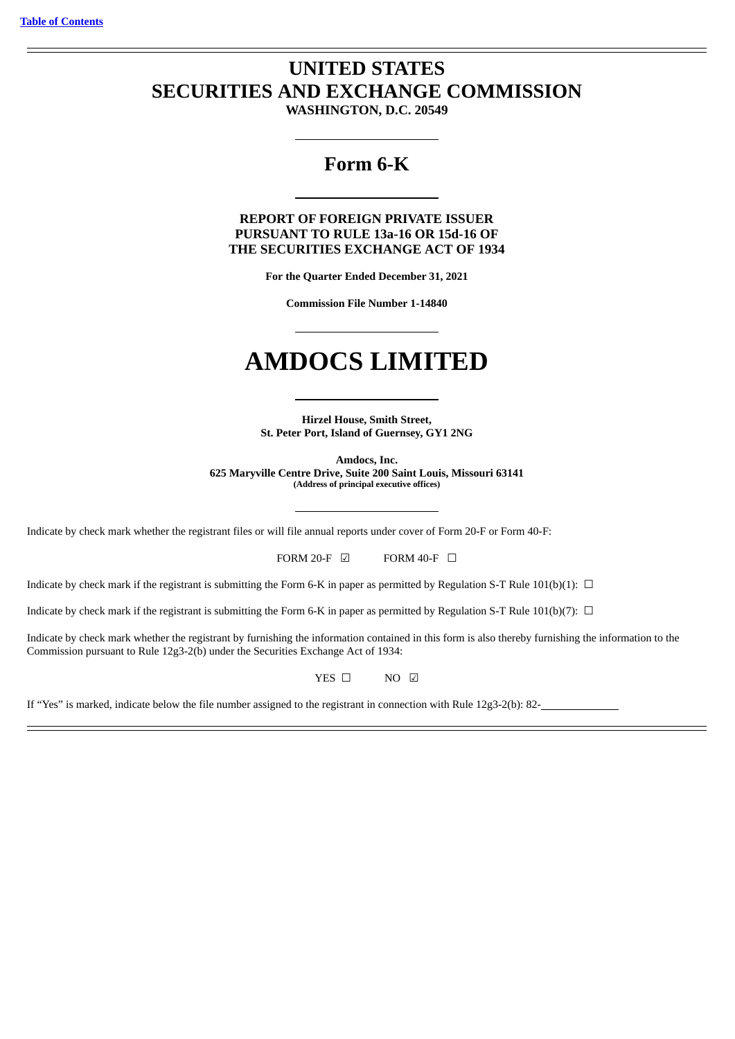Table of Contents

# UNITED STATES
# SECURITIES AND EXCHANGE COMMISSION

**WASHINGTON, D.C. 20549**

## Form 6-K

**REPORT OF FOREIGN PRIVATE ISSUER**
**PURSUANT TO RULE 13a-16 OR 15d-16 OF**
**THE SECURITIES EXCHANGE ACT OF 1934**

**For the Quarter Ended December 31, 2021**

**Commission File Number 1-14840**

# AMDOCS LIMITED

**Hirzel House, Smith Street,**
**St. Peter Port, Island of Guernsey, GY1 2NG**

**Amdocs, Inc.**
**625 Maryville Centre Drive, Suite 200 Saint Louis, Missouri 63141**
**(Address of principal executive offices)**

Indicate by check mark whether the registrant files or will file annual reports under cover of Form 20-F or Form 40-F:

FORM 20-F ☑ FORM 40-F ☐

Indicate by check mark if the registrant is submitting the Form 6-K in paper as permitted by Regulation S-T Rule 101(b)(1): ☐

Indicate by check mark if the registrant is submitting the Form 6-K in paper as permitted by Regulation S-T Rule 101(b)(7): ☐

Indicate by check mark whether the registrant by furnishing the information contained in this form is also thereby furnishing the information to the Commission pursuant to Rule 12g3-2(b) under the Securities Exchange Act of 1934:

YES ☐ NO ☑

If "Yes" is marked, indicate below the file number assigned to the registrant in connection with Rule 12g3-2(b): 82-\_\_\_\_\_\_\_\_\_\_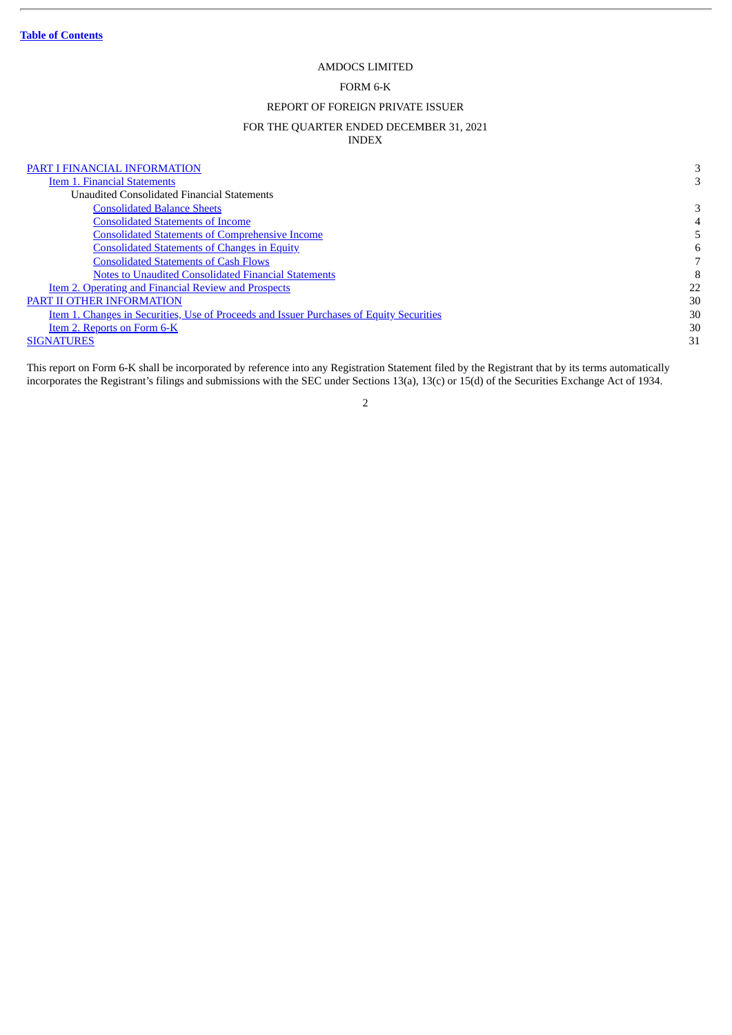**Table of Contents**

AMDOCS LIMITED

FORM 6-K

REPORT OF FOREIGN PRIVATE ISSUER

FOR THE QUARTER ENDED DECEMBER 31, 2021

INDEX

| | |
|---|---|
| PART I FINANCIAL INFORMATION | 3 |
| Item 1. Financial Statements | 3 |
| Unaudited Consolidated Financial Statements | |
| Consolidated Balance Sheets | 3 |
| Consolidated Statements of Income | 4 |
| Consolidated Statements of Comprehensive Income | 5 |
| Consolidated Statements of Changes in Equity | 6 |
| Consolidated Statements of Cash Flows | 7 |
| Notes to Unaudited Consolidated Financial Statements | 8 |
| Item 2. Operating and Financial Review and Prospects | 22 |
| PART II OTHER INFORMATION | 30 |
| Item 1. Changes in Securities, Use of Proceeds and Issuer Purchases of Equity Securities | 30 |
| Item 2. Reports on Form 6-K | 30 |
| SIGNATURES | 31 |

This report on Form 6-K shall be incorporated by reference into any Registration Statement filed by the Registrant that by its terms automatically incorporates the Registrant's filings and submissions with the SEC under Sections 13(a), 13(c) or 15(d) of the Securities Exchange Act of 1934.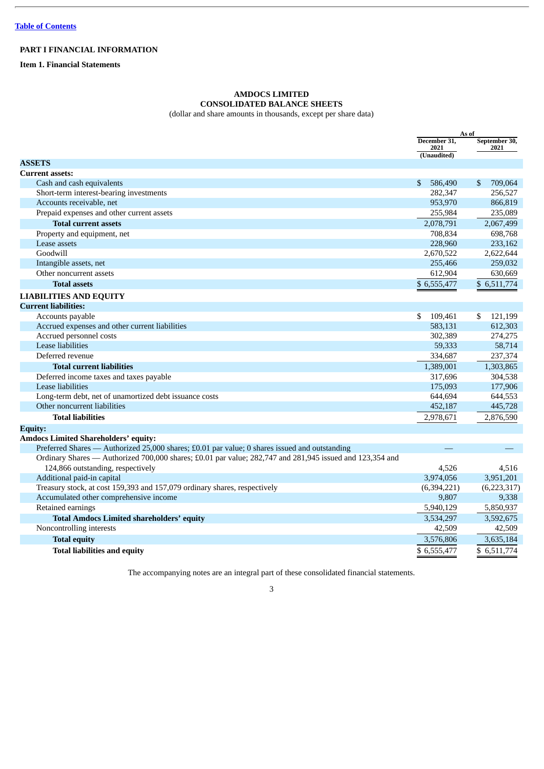[Table of Contents]

**PART I FINANCIAL INFORMATION**

**Item 1. Financial Statements**

**AMDOCS LIMITED**
**CONSOLIDATED BALANCE SHEETS**
(dollar and share amounts in thousands, except per share data)

| | As of | |
|---|---|---|
| | December 31, 2021 (Unaudited) | September 30, 2021 |
| **ASSETS** | | |
| **Current assets:** | | |
| Cash and cash equivalents | $ 586,490 | $ 709,064 |
| Short-term interest-bearing investments | 282,347 | 256,527 |
| Accounts receivable, net | 953,970 | 866,819 |
| Prepaid expenses and other current assets | 255,984 | 235,089 |
| **Total current assets** | 2,078,791 | 2,067,499 |
| Property and equipment, net | 708,834 | 698,768 |
| Lease assets | 228,960 | 233,162 |
| Goodwill | 2,670,522 | 2,622,644 |
| Intangible assets, net | 255,466 | 259,032 |
| Other noncurrent assets | 612,904 | 630,669 |
| **Total assets** | $ 6,555,477 | $ 6,511,774 |
| **LIABILITIES AND EQUITY** | | |
| **Current liabilities:** | | |
| Accounts payable | $ 109,461 | $ 121,199 |
| Accrued expenses and other current liabilities | 583,131 | 612,303 |
| Accrued personnel costs | 302,389 | 274,275 |
| Lease liabilities | 59,333 | 58,714 |
| Deferred revenue | 334,687 | 237,374 |
| **Total current liabilities** | 1,389,001 | 1,303,865 |
| Deferred income taxes and taxes payable | 317,696 | 304,538 |
| Lease liabilities | 175,093 | 177,906 |
| Long-term debt, net of unamortized debt issuance costs | 644,694 | 644,553 |
| Other noncurrent liabilities | 452,187 | 445,728 |
| **Total liabilities** | 2,978,671 | 2,876,590 |
| **Equity:** | | |
| **Amdocs Limited Shareholders' equity:** | | |
| Preferred Shares — Authorized 25,000 shares; £0.01 par value; 0 shares issued and outstanding | — | — |
| Ordinary Shares — Authorized 700,000 shares; £0.01 par value; 282,747 and 281,945 issued and 123,354 and 124,866 outstanding, respectively | 4,526 | 4,516 |
| Additional paid-in capital | 3,974,056 | 3,951,201 |
| Treasury stock, at cost 159,393 and 157,079 ordinary shares, respectively | (6,394,221) | (6,223,317) |
| Accumulated other comprehensive income | 9,807 | 9,338 |
| Retained earnings | 5,940,129 | 5,850,937 |
| **Total Amdocs Limited shareholders' equity** | 3,534,297 | 3,592,675 |
| Noncontrolling interests | 42,509 | 42,509 |
| **Total equity** | 3,576,806 | 3,635,184 |
| **Total liabilities and equity** | $ 6,555,477 | $ 6,511,774 |

The accompanying notes are an integral part of these consolidated financial statements.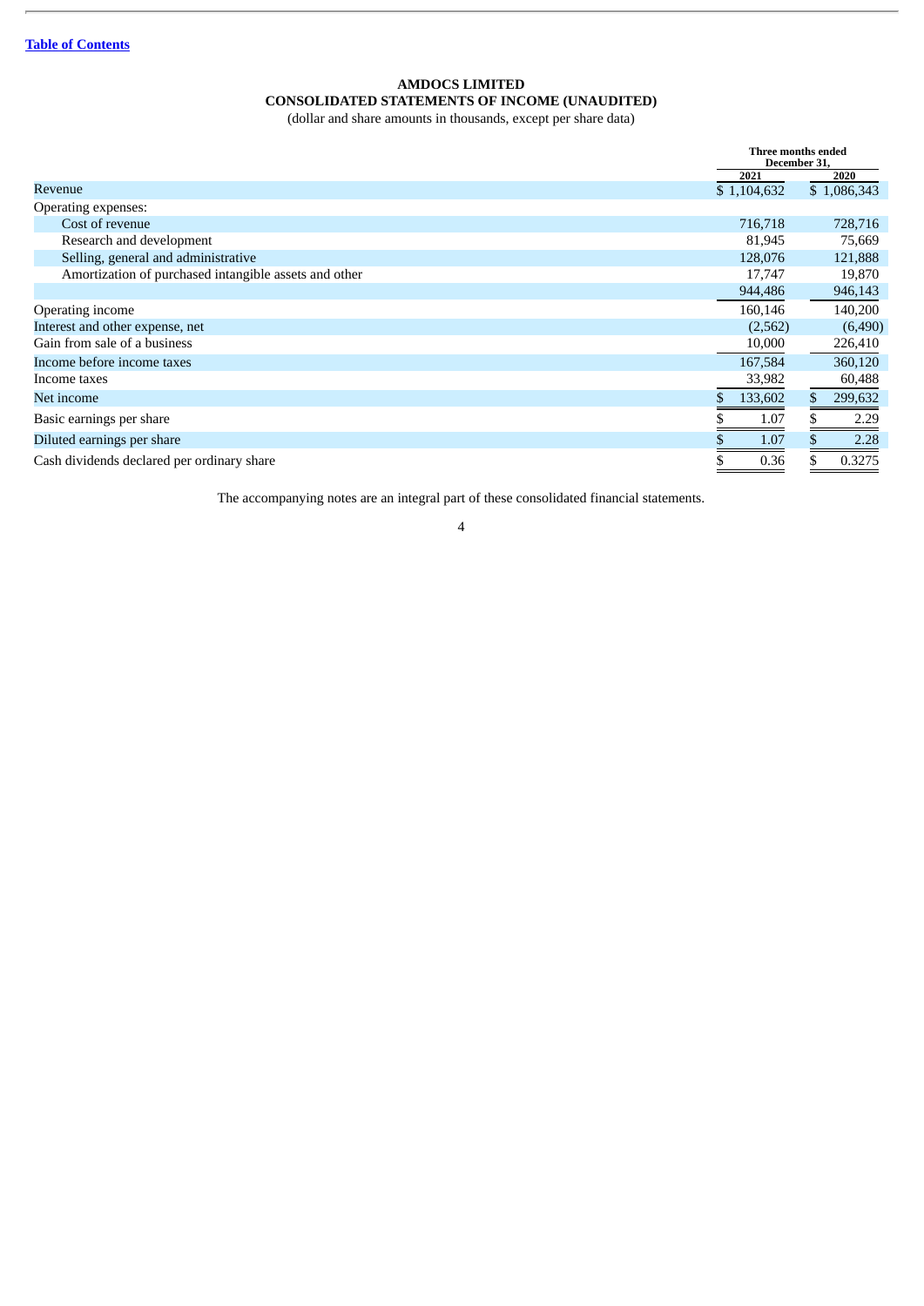[Table of Contents](#)

**AMDOCS LIMITED**
**CONSOLIDATED STATEMENTS OF INCOME (UNAUDITED)**
(dollar and share amounts in thousands, except per share data)

| | Three months ended December 31, | |
|---|---|---|
| | 2021 | 2020 |
| Revenue | $ 1,104,632 | $ 1,086,343 |
| Operating expenses: | | |
| Cost of revenue | 716,718 | 728,716 |
| Research and development | 81,945 | 75,669 |
| Selling, general and administrative | 128,076 | 121,888 |
| Amortization of purchased intangible assets and other | 17,747 | 19,870 |
| | 944,486 | 946,143 |
| Operating income | 160,146 | 140,200 |
| Interest and other expense, net | (2,562) | (6,490) |
| Gain from sale of a business | 10,000 | 226,410 |
| Income before income taxes | 167,584 | 360,120 |
| Income taxes | 33,982 | 60,488 |
| Net income | $ 133,602 | $ 299,632 |
| Basic earnings per share | $ 1.07 | $ 2.29 |
| Diluted earnings per share | $ 1.07 | $ 2.28 |
| Cash dividends declared per ordinary share | $ 0.36 | $ 0.3275 |

The accompanying notes are an integral part of these consolidated financial statements.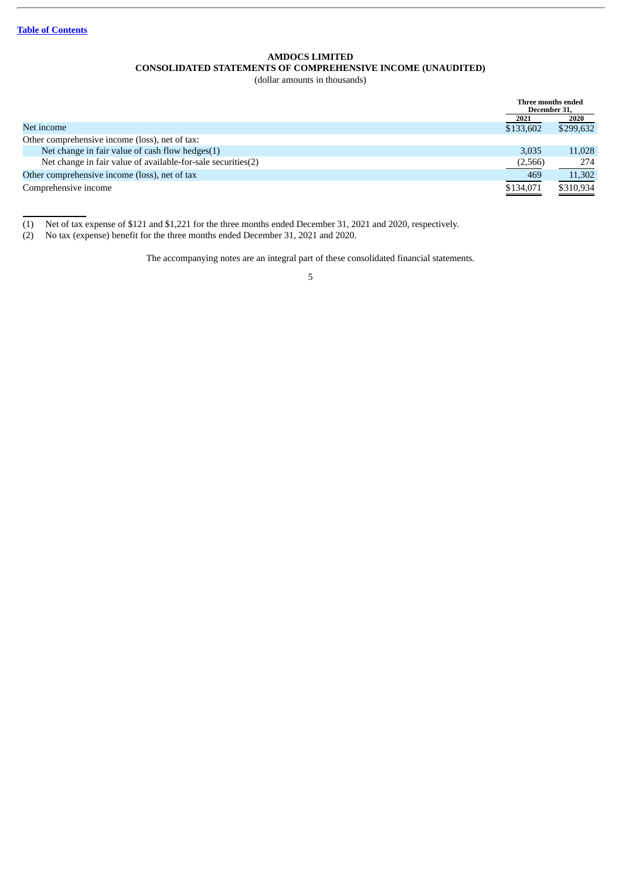[Table of Contents](#)

**AMDOCS LIMITED**
**CONSOLIDATED STATEMENTS OF COMPREHENSIVE INCOME (UNAUDITED)**
(dollar amounts in thousands)

| | Three months ended December 31, | |
|---|---|---|
| | **2021** | **2020** |
| Net income | $133,602 | $299,632 |
| Other comprehensive income (loss), net of tax: | | |
| Net change in fair value of cash flow hedges(1) | 3,035 | 11,028 |
| Net change in fair value of available-for-sale securities(2) | (2,566) | 274 |
| Other comprehensive income (loss), net of tax | 469 | 11,302 |
| Comprehensive income | $134,071 | $310,934 |

(1) Net of tax expense of $121 and $1,221 for the three months ended December 31, 2021 and 2020, respectively.
(2) No tax (expense) benefit for the three months ended December 31, 2021 and 2020.

The accompanying notes are an integral part of these consolidated financial statements.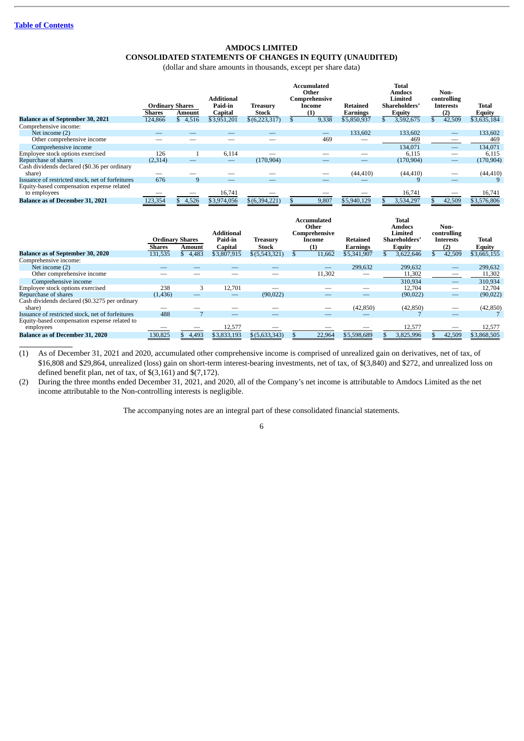[Table of Contents](#)

# AMDOCS LIMITED
## CONSOLIDATED STATEMENTS OF CHANGES IN EQUITY (UNAUDITED)
(dollar and share amounts in thousands, except per share data)

| | Ordinary Shares | | Additional Paid-in Capital | Treasury Stock | Accumulated Other Comprehensive Income (1) | Retained Earnings | Total Amdocs Limited Shareholders' Equity | Non-controlling Interests (2) | Total Equity |
|---|---|---|---|---|---|---|---|---|---|
| | Shares | Amount | | | | | | | |
| **Balance as of September 30, 2021** | 124,866 | $ 4,516 | $3,951,201 | $(6,223,317) | $ 9,338 | $5,850,937 | $ 3,592,675 | $ 42,509 | $3,635,184 |
| Comprehensive income: | | | | | | | | | |
| Net income (2) | — | — | — | — | — | 133,602 | 133,602 | — | 133,602 |
| Other comprehensive income | — | — | — | — | 469 | — | 469 | — | 469 |
| Comprehensive income | | | | | | | 134,071 | — | 134,071 |
| Employee stock options exercised | 126 | 1 | 6,114 | — | — | — | 6,115 | — | 6,115 |
| Repurchase of shares | (2,314) | — | — | (170,904) | — | — | (170,904) | — | (170,904) |
| Cash dividends declared ($0.36 per ordinary share) | — | — | — | — | — | (44,410) | (44,410) | — | (44,410) |
| Issuance of restricted stock, net of forfeitures | 676 | 9 | — | — | — | — | 9 | — | 9 |
| Equity-based compensation expense related to employees | — | — | 16,741 | — | — | — | 16,741 | — | 16,741 |
| **Balance as of December 31, 2021** | 123,354 | $ 4,526 | $3,974,056 | $(6,394,221) | $ 9,807 | $5,940,129 | $ 3,534,297 | $ 42,509 | $3,576,806 |

| | Ordinary Shares | | Additional Paid-in Capital | Treasury Stock | Accumulated Other Comprehensive Income (1) | Retained Earnings | Total Amdocs Limited Shareholders' Equity | Non-controlling Interests (2) | Total Equity |
|---|---|---|---|---|---|---|---|---|---|
| | Shares | Amount | | | | | | | |
| **Balance as of September 30, 2020** | 131,535 | $ 4,483 | $3,807,915 | $(5,543,321) | $ 11,662 | $5,341,907 | $ 3,622,646 | $ 42,509 | $3,665,155 |
| Comprehensive income: | | | | | | | | | |
| Net income (2) | — | — | — | — | — | 299,632 | 299,632 | — | 299,632 |
| Other comprehensive income | — | — | — | — | 11,302 | — | 11,302 | — | 11,302 |
| Comprehensive income | | | | | | | 310,934 | — | 310,934 |
| Employee stock options exercised | 238 | 3 | 12,701 | — | — | — | 12,704 | — | 12,704 |
| Repurchase of shares | (1,436) | — | — | (90,022) | — | — | (90,022) | — | (90,022) |
| Cash dividends declared ($0.3275 per ordinary share) | — | — | — | — | — | (42,850) | (42,850) | — | (42,850) |
| Issuance of restricted stock, net of forfeitures | 488 | 7 | — | — | — | — | 7 | — | 7 |
| Equity-based compensation expense related to employees | — | — | 12,577 | — | — | — | 12,577 | — | 12,577 |
| **Balance as of December 31, 2020** | 130,825 | $ 4,493 | $3,833,193 | $(5,633,343) | $ 22,964 | $5,598,689 | $ 3,825,996 | $ 42,509 | $3,868,505 |

(1) As of December 31, 2021 and 2020, accumulated other comprehensive income is comprised of unrealized gain on derivatives, net of tax, of $16,808 and $29,864, unrealized (loss) gain on short-term interest-bearing investments, net of tax, of $(3,840) and $272, and unrealized loss on defined benefit plan, net of tax, of $(3,161) and $(7,172).

(2) During the three months ended December 31, 2021, and 2020, all of the Company's net income is attributable to Amdocs Limited as the net income attributable to the Non-controlling interests is negligible.

The accompanying notes are an integral part of these consolidated financial statements.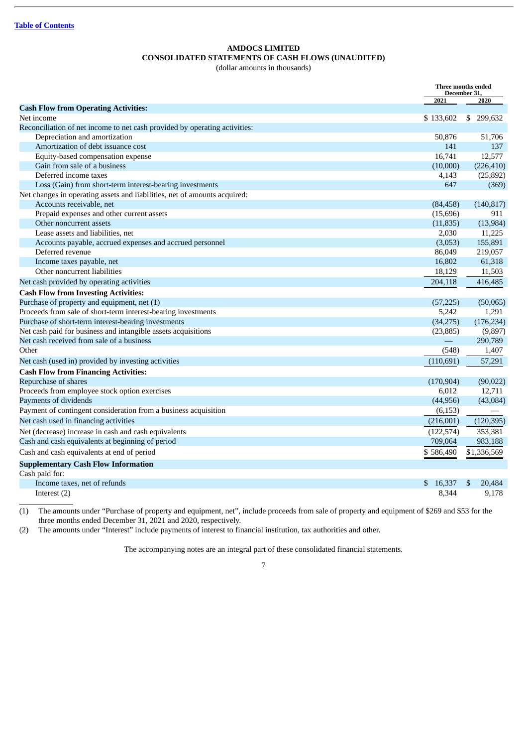[Table of Contents](#)

# AMDOCS LIMITED
## CONSOLIDATED STATEMENTS OF CASH FLOWS (UNAUDITED)
(dollar amounts in thousands)

| | Three months ended December 31, | |
|---|---|---|
| | 2021 | 2020 |
| **Cash Flow from Operating Activities:** | | |
| Net income | $ 133,602 | $ 299,632 |
| Reconciliation of net income to net cash provided by operating activities: | | |
| Depreciation and amortization | 50,876 | 51,706 |
| Amortization of debt issuance cost | 141 | 137 |
| Equity-based compensation expense | 16,741 | 12,577 |
| Gain from sale of a business | (10,000) | (226,410) |
| Deferred income taxes | 4,143 | (25,892) |
| Loss (Gain) from short-term interest-bearing investments | 647 | (369) |
| Net changes in operating assets and liabilities, net of amounts acquired: | | |
| Accounts receivable, net | (84,458) | (140,817) |
| Prepaid expenses and other current assets | (15,696) | 911 |
| Other noncurrent assets | (11,835) | (13,984) |
| Lease assets and liabilities, net | 2,030 | 11,225 |
| Accounts payable, accrued expenses and accrued personnel | (3,053) | 155,891 |
| Deferred revenue | 86,049 | 219,057 |
| Income taxes payable, net | 16,802 | 61,318 |
| Other noncurrent liabilities | 18,129 | 11,503 |
| Net cash provided by operating activities | 204,118 | 416,485 |
| **Cash Flow from Investing Activities:** | | |
| Purchase of property and equipment, net (1) | (57,225) | (50,065) |
| Proceeds from sale of short-term interest-bearing investments | 5,242 | 1,291 |
| Purchase of short-term interest-bearing investments | (34,275) | (176,234) |
| Net cash paid for business and intangible assets acquisitions | (23,885) | (9,897) |
| Net cash received from sale of a business | — | 290,789 |
| Other | (548) | 1,407 |
| Net cash (used in) provided by investing activities | (110,691) | 57,291 |
| **Cash Flow from Financing Activities:** | | |
| Repurchase of shares | (170,904) | (90,022) |
| Proceeds from employee stock option exercises | 6,012 | 12,711 |
| Payments of dividends | (44,956) | (43,084) |
| Payment of contingent consideration from a business acquisition | (6,153) | — |
| Net cash used in financing activities | (216,001) | (120,395) |
| Net (decrease) increase in cash and cash equivalents | (122,574) | 353,381 |
| Cash and cash equivalents at beginning of period | 709,064 | 983,188 |
| Cash and cash equivalents at end of period | $ 586,490 | $1,336,569 |
| **Supplementary Cash Flow Information** | | |
| Cash paid for: | | |
| Income taxes, net of refunds | $ 16,337 | $ 20,484 |
| Interest (2) | 8,344 | 9,178 |

(1) The amounts under "Purchase of property and equipment, net", include proceeds from sale of property and equipment of $269 and $53 for the three months ended December 31, 2021 and 2020, respectively.

(2) The amounts under "Interest" include payments of interest to financial institution, tax authorities and other.

The accompanying notes are an integral part of these consolidated financial statements.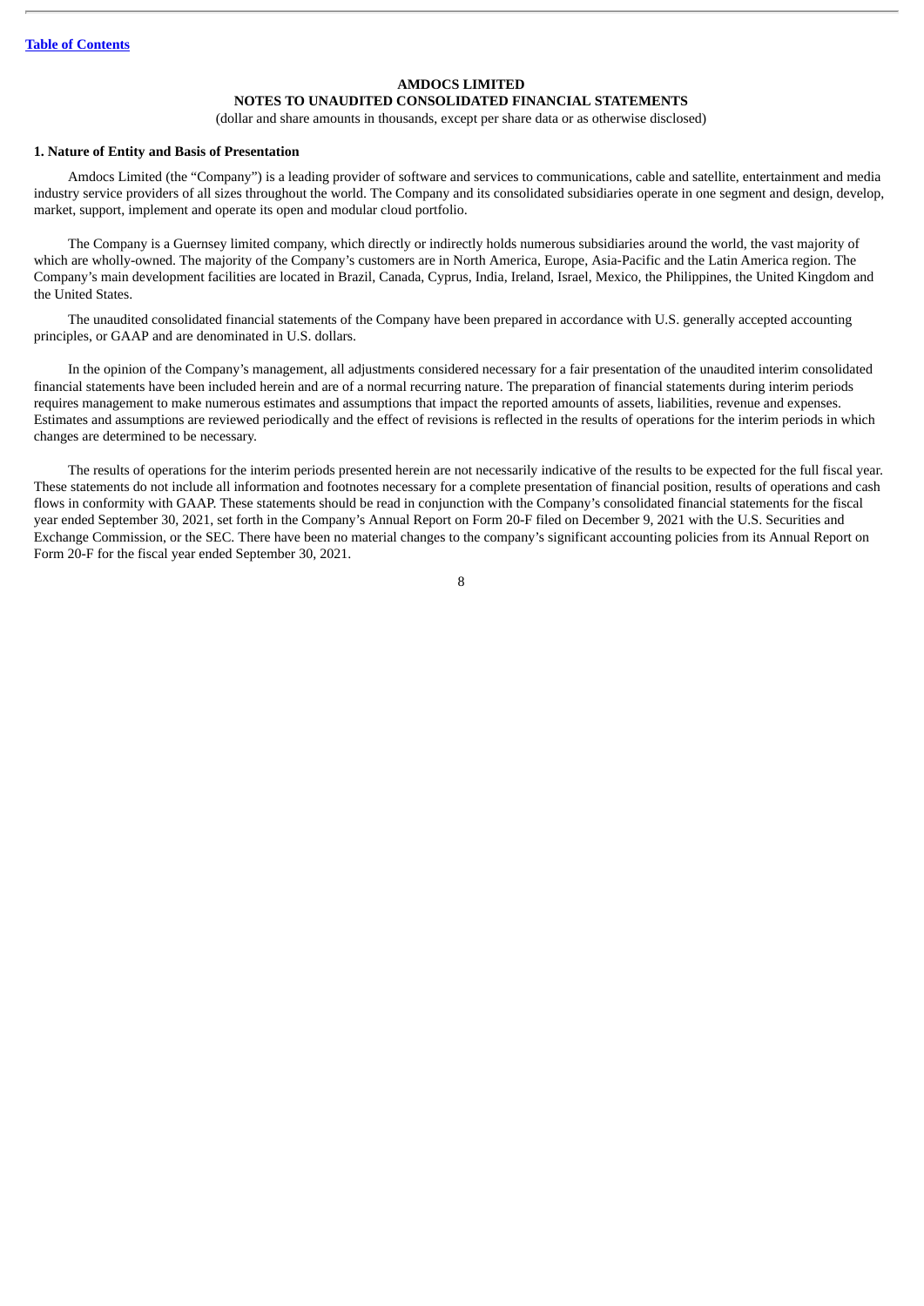**AMDOCS LIMITED**

**NOTES TO UNAUDITED CONSOLIDATED FINANCIAL STATEMENTS**

(dollar and share amounts in thousands, except per share data or as otherwise disclosed)

### 1. Nature of Entity and Basis of Presentation

Amdocs Limited (the "Company") is a leading provider of software and services to communications, cable and satellite, entertainment and media industry service providers of all sizes throughout the world. The Company and its consolidated subsidiaries operate in one segment and design, develop, market, support, implement and operate its open and modular cloud portfolio.

The Company is a Guernsey limited company, which directly or indirectly holds numerous subsidiaries around the world, the vast majority of which are wholly-owned. The majority of the Company's customers are in North America, Europe, Asia-Pacific and the Latin America region. The Company's main development facilities are located in Brazil, Canada, Cyprus, India, Ireland, Israel, Mexico, the Philippines, the United Kingdom and the United States.

The unaudited consolidated financial statements of the Company have been prepared in accordance with U.S. generally accepted accounting principles, or GAAP and are denominated in U.S. dollars.

In the opinion of the Company's management, all adjustments considered necessary for a fair presentation of the unaudited interim consolidated financial statements have been included herein and are of a normal recurring nature. The preparation of financial statements during interim periods requires management to make numerous estimates and assumptions that impact the reported amounts of assets, liabilities, revenue and expenses. Estimates and assumptions are reviewed periodically and the effect of revisions is reflected in the results of operations for the interim periods in which changes are determined to be necessary.

The results of operations for the interim periods presented herein are not necessarily indicative of the results to be expected for the full fiscal year. These statements do not include all information and footnotes necessary for a complete presentation of financial position, results of operations and cash flows in conformity with GAAP. These statements should be read in conjunction with the Company's consolidated financial statements for the fiscal year ended September 30, 2021, set forth in the Company's Annual Report on Form 20-F filed on December 9, 2021 with the U.S. Securities and Exchange Commission, or the SEC. There have been no material changes to the company's significant accounting policies from its Annual Report on Form 20-F for the fiscal year ended September 30, 2021.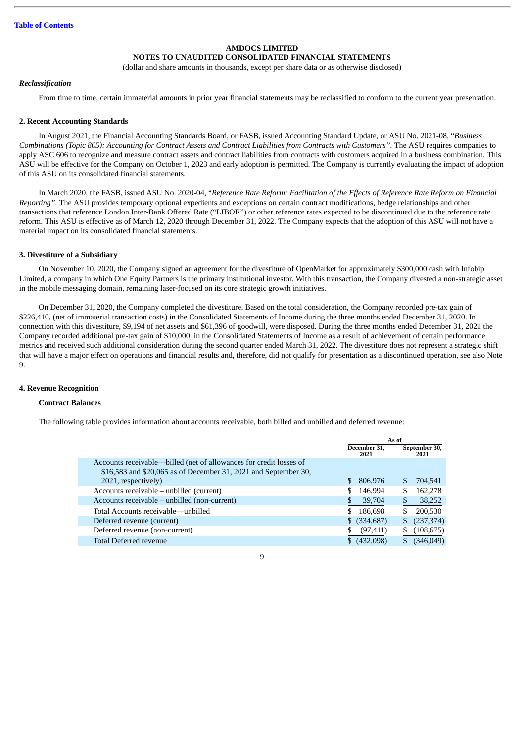Table of Contents

**AMDOCS LIMITED**
**NOTES TO UNAUDITED CONSOLIDATED FINANCIAL STATEMENTS**
(dollar and share amounts in thousands, except per share data or as otherwise disclosed)

*Reclassification*

From time to time, certain immaterial amounts in prior year financial statements may be reclassified to conform to the current year presentation.

## 2. Recent Accounting Standards

In August 2021, the Financial Accounting Standards Board, or FASB, issued Accounting Standard Update, or ASU No. 2021-08, "*Business Combinations (Topic 805): Accounting for Contract Assets and Contract Liabilities from Contracts with Customers*". The ASU requires companies to apply ASC 606 to recognize and measure contract assets and contract liabilities from contracts with customers acquired in a business combination. This ASU will be effective for the Company on October 1, 2023 and early adoption is permitted. The Company is currently evaluating the impact of adoption of this ASU on its consolidated financial statements.

In March 2020, the FASB, issued ASU No. 2020-04, "*Reference Rate Reform: Facilitation of the Effects of Reference Rate Reform on Financial Reporting*". The ASU provides temporary optional expedients and exceptions on certain contract modifications, hedge relationships and other transactions that reference London Inter-Bank Offered Rate ("LIBOR") or other reference rates expected to be discontinued due to the reference rate reform. This ASU is effective as of March 12, 2020 through December 31, 2022. The Company expects that the adoption of this ASU will not have a material impact on its consolidated financial statements.

## 3. Divestiture of a Subsidiary

On November 10, 2020, the Company signed an agreement for the divestiture of OpenMarket for approximately $300,000 cash with Infobip Limited, a company in which One Equity Partners is the primary institutional investor. With this transaction, the Company divested a non-strategic asset in the mobile messaging domain, remaining laser-focused on its core strategic growth initiatives.

On December 31, 2020, the Company completed the divestiture. Based on the total consideration, the Company recorded pre-tax gain of $226,410, (net of immaterial transaction costs) in the Consolidated Statements of Income during the three months ended December 31, 2020. In connection with this divestiture, $9,194 of net assets and $61,396 of goodwill, were disposed. During the three months ended December 31, 2021 the Company recorded additional pre-tax gain of $10,000, in the Consolidated Statements of Income as a result of achievement of certain performance metrics and received such additional consideration during the second quarter ended March 31, 2022. The divestiture does not represent a strategic shift that will have a major effect on operations and financial results and, therefore, did not qualify for presentation as a discontinued operation, see also Note 9.

## 4. Revenue Recognition

**Contract Balances**

The following table provides information about accounts receivable, both billed and unbilled and deferred revenue:

| | As of | |
|---|---|---|
| | December 31, 2021 | September 30, 2021 |
| Accounts receivable—billed (net of allowances for credit losses of $16,583 and $20,065 as of December 31, 2021 and September 30, 2021, respectively) | $ 806,976 | $ 704,541 |
| Accounts receivable – unbilled (current) | $ 146,994 | $ 162,278 |
| Accounts receivable – unbilled (non-current) | $ 39,704 | $ 38,252 |
| Total Accounts receivable—unbilled | $ 186,698 | $ 200,530 |
| Deferred revenue (current) | $ (334,687) | $ (237,374) |
| Deferred revenue (non-current) | $ (97,411) | $ (108,675) |
| Total Deferred revenue | $ (432,098) | $ (346,049) |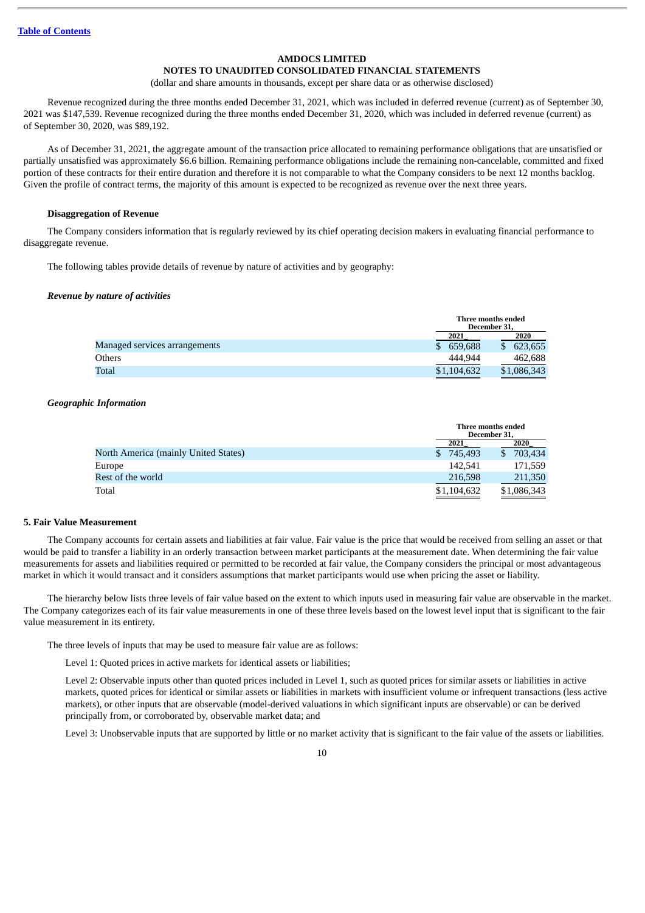[Table of Contents](#)

**AMDOCS LIMITED**
**NOTES TO UNAUDITED CONSOLIDATED FINANCIAL STATEMENTS**
(dollar and share amounts in thousands, except per share data or as otherwise disclosed)

Revenue recognized during the three months ended December 31, 2021, which was included in deferred revenue (current) as of September 30, 2021 was $147,539. Revenue recognized during the three months ended December 31, 2020, which was included in deferred revenue (current) as of September 30, 2020, was $89,192.

As of December 31, 2021, the aggregate amount of the transaction price allocated to remaining performance obligations that are unsatisfied or partially unsatisfied was approximately $6.6 billion. Remaining performance obligations include the remaining non-cancelable, committed and fixed portion of these contracts for their entire duration and therefore it is not comparable to what the Company considers to be next 12 months backlog. Given the profile of contract terms, the majority of this amount is expected to be recognized as revenue over the next three years.

**Disaggregation of Revenue**

The Company considers information that is regularly reviewed by its chief operating decision makers in evaluating financial performance to disaggregate revenue.

The following tables provide details of revenue by nature of activities and by geography:

***Revenue by nature of activities***

| | Three months ended December 31, | |
|---|---|---|
| | 2021 | 2020 |
| Managed services arrangements | $ 659,688 | $ 623,655 |
| Others | 444,944 | 462,688 |
| Total | $1,104,632 | $1,086,343 |

***Geographic Information***

| | Three months ended December 31, | |
|---|---|---|
| | 2021 | 2020 |
| North America (mainly United States) | $ 745,493 | $ 703,434 |
| Europe | 142,541 | 171,559 |
| Rest of the world | 216,598 | 211,350 |
| Total | $1,104,632 | $1,086,343 |

**5. Fair Value Measurement**

The Company accounts for certain assets and liabilities at fair value. Fair value is the price that would be received from selling an asset or that would be paid to transfer a liability in an orderly transaction between market participants at the measurement date. When determining the fair value measurements for assets and liabilities required or permitted to be recorded at fair value, the Company considers the principal or most advantageous market in which it would transact and it considers assumptions that market participants would use when pricing the asset or liability.

The hierarchy below lists three levels of fair value based on the extent to which inputs used in measuring fair value are observable in the market. The Company categorizes each of its fair value measurements in one of these three levels based on the lowest level input that is significant to the fair value measurement in its entirety.

The three levels of inputs that may be used to measure fair value are as follows:

Level 1: Quoted prices in active markets for identical assets or liabilities;

Level 2: Observable inputs other than quoted prices included in Level 1, such as quoted prices for similar assets or liabilities in active markets, quoted prices for identical or similar assets or liabilities in markets with insufficient volume or infrequent transactions (less active markets), or other inputs that are observable (model-derived valuations in which significant inputs are observable) or can be derived principally from, or corroborated by, observable market data; and

Level 3: Unobservable inputs that are supported by little or no market activity that is significant to the fair value of the assets or liabilities.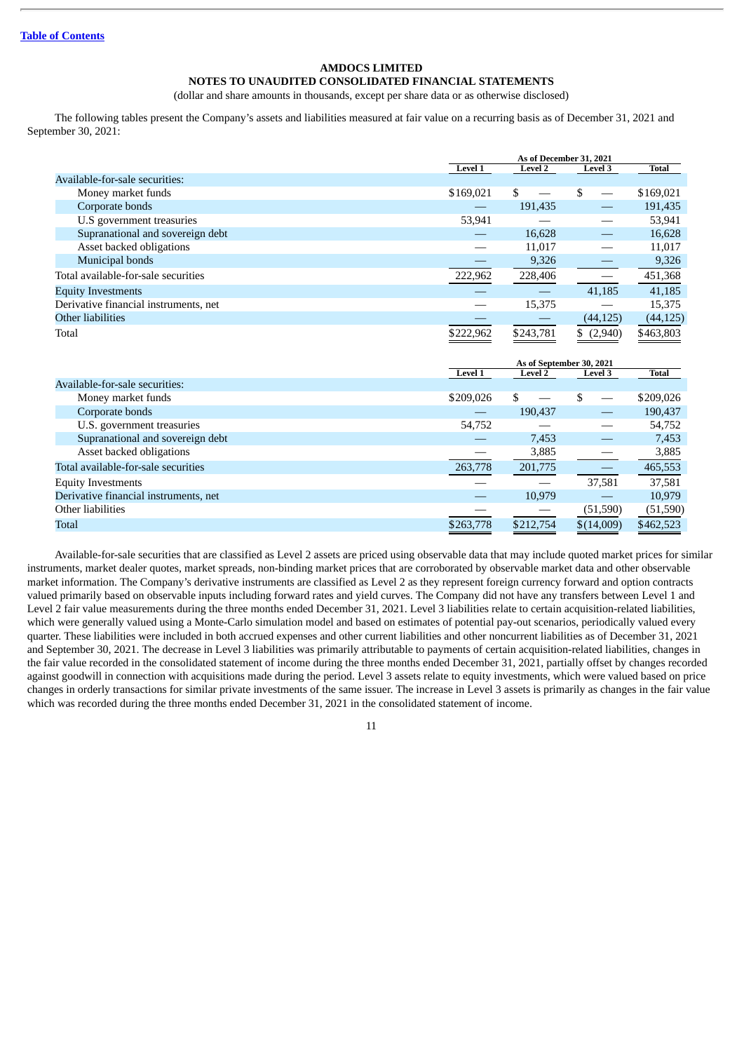[Table of Contents]

**AMDOCS LIMITED**

**NOTES TO UNAUDITED CONSOLIDATED FINANCIAL STATEMENTS**

(dollar and share amounts in thousands, except per share data or as otherwise disclosed)

The following tables present the Company's assets and liabilities measured at fair value on a recurring basis as of December 31, 2021 and September 30, 2021:

| | As of December 31, 2021 | | | |
|---|---|---|---|---|
| | Level 1 | Level 2 | Level 3 | Total |
| Available-for-sale securities: | | | | |
| Money market funds | $169,021 | $ — | $ — | $169,021 |
| Corporate bonds | — | 191,435 | — | 191,435 |
| U.S government treasuries | 53,941 | — | — | 53,941 |
| Supranational and sovereign debt | — | 16,628 | — | 16,628 |
| Asset backed obligations | — | 11,017 | — | 11,017 |
| Municipal bonds | — | 9,326 | — | 9,326 |
| Total available-for-sale securities | 222,962 | 228,406 | — | 451,368 |
| Equity Investments | — | — | 41,185 | 41,185 |
| Derivative financial instruments, net | — | 15,375 | — | 15,375 |
| Other liabilities | — | — | (44,125) | (44,125) |
| Total | $222,962 | $243,781 | $ (2,940) | $463,803 |

| | As of September 30, 2021 | | | |
|---|---|---|---|---|
| | Level 1 | Level 2 | Level 3 | Total |
| Available-for-sale securities: | | | | |
| Money market funds | $209,026 | $ — | $ — | $209,026 |
| Corporate bonds | — | 190,437 | — | 190,437 |
| U.S. government treasuries | 54,752 | — | — | 54,752 |
| Supranational and sovereign debt | — | 7,453 | — | 7,453 |
| Asset backed obligations | — | 3,885 | — | 3,885 |
| Total available-for-sale securities | 263,778 | 201,775 | — | 465,553 |
| Equity Investments | — | — | 37,581 | 37,581 |
| Derivative financial instruments, net | — | 10,979 | — | 10,979 |
| Other liabilities | — | — | (51,590) | (51,590) |
| Total | $263,778 | $212,754 | $(14,009) | $462,523 |

Available-for-sale securities that are classified as Level 2 assets are priced using observable data that may include quoted market prices for similar instruments, market dealer quotes, market spreads, non-binding market prices that are corroborated by observable market data and other observable market information. The Company's derivative instruments are classified as Level 2 as they represent foreign currency forward and option contracts valued primarily based on observable inputs including forward rates and yield curves. The Company did not have any transfers between Level 1 and Level 2 fair value measurements during the three months ended December 31, 2021. Level 3 liabilities relate to certain acquisition-related liabilities, which were generally valued using a Monte-Carlo simulation model and based on estimates of potential pay-out scenarios, periodically valued every quarter. These liabilities were included in both accrued expenses and other current liabilities and other noncurrent liabilities as of December 31, 2021 and September 30, 2021. The decrease in Level 3 liabilities was primarily attributable to payments of certain acquisition-related liabilities, changes in the fair value recorded in the consolidated statement of income during the three months ended December 31, 2021, partially offset by changes recorded against goodwill in connection with acquisitions made during the period. Level 3 assets relate to equity investments, which were valued based on price changes in orderly transactions for similar private investments of the same issuer. The increase in Level 3 assets is primarily as changes in the fair value which was recorded during the three months ended December 31, 2021 in the consolidated statement of income.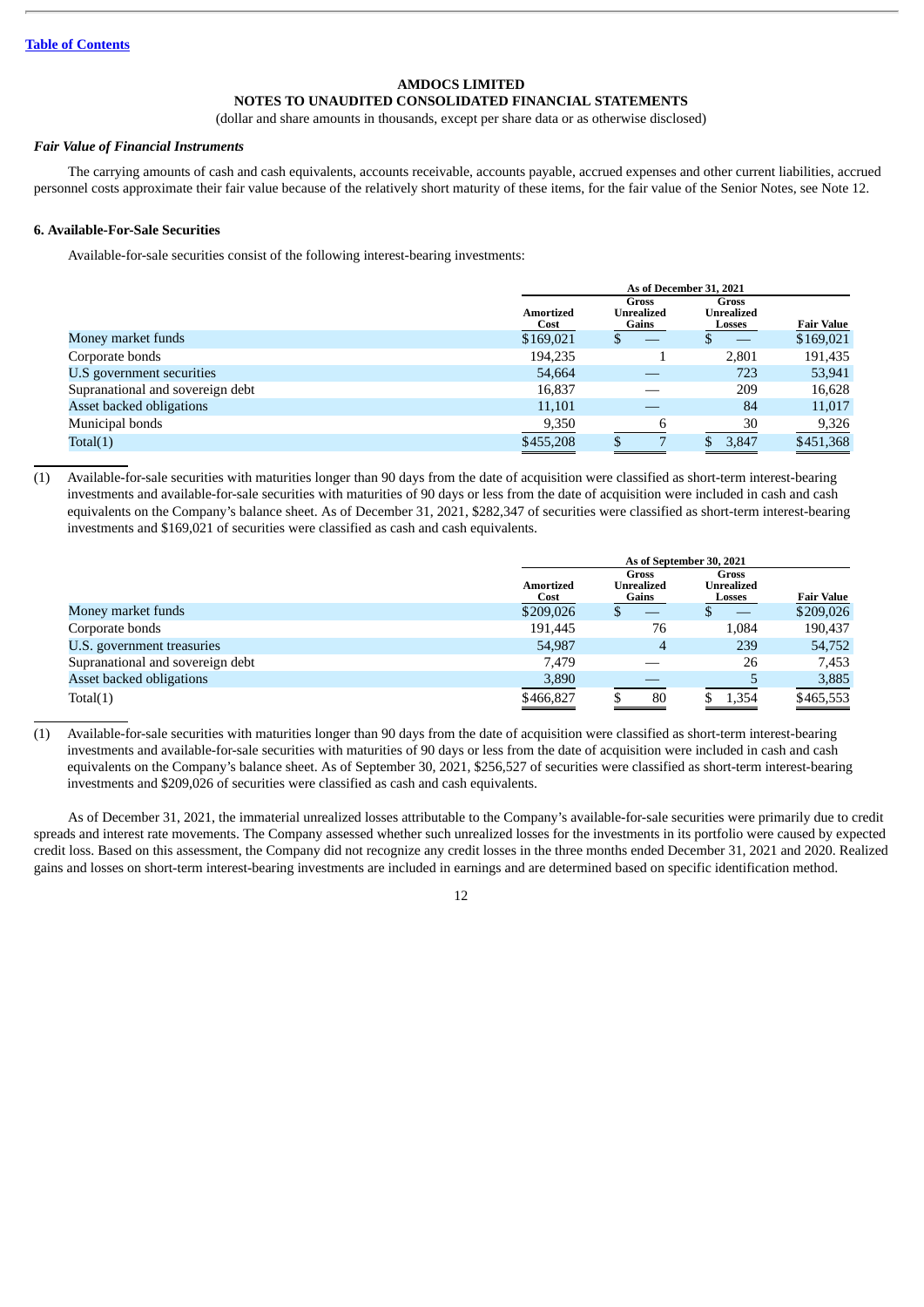[Table of Contents](#)

**AMDOCS LIMITED**
**NOTES TO UNAUDITED CONSOLIDATED FINANCIAL STATEMENTS**
(dollar and share amounts in thousands, except per share data or as otherwise disclosed)

***Fair Value of Financial Instruments***

The carrying amounts of cash and cash equivalents, accounts receivable, accounts payable, accrued expenses and other current liabilities, accrued personnel costs approximate their fair value because of the relatively short maturity of these items, for the fair value of the Senior Notes, see Note 12.

**6. Available-For-Sale Securities**

Available-for-sale securities consist of the following interest-bearing investments:

| | As of December 31, 2021 | | | |
|---|---|---|---|---|
| | Amortized Cost | Gross Unrealized Gains | Gross Unrealized Losses | Fair Value |
| Money market funds | $169,021 | $ — | $ — | $169,021 |
| Corporate bonds | 194,235 | 1 | 2,801 | 191,435 |
| U.S government securities | 54,664 | — | 723 | 53,941 |
| Supranational and sovereign debt | 16,837 | — | 209 | 16,628 |
| Asset backed obligations | 11,101 | — | 84 | 11,017 |
| Municipal bonds | 9,350 | 6 | 30 | 9,326 |
| Total(1) | $455,208 | $ 7 | $ 3,847 | $451,368 |

(1) Available-for-sale securities with maturities longer than 90 days from the date of acquisition were classified as short-term interest-bearing investments and available-for-sale securities with maturities of 90 days or less from the date of acquisition were included in cash and cash equivalents on the Company's balance sheet. As of December 31, 2021, $282,347 of securities were classified as short-term interest-bearing investments and $169,021 of securities were classified as cash and cash equivalents.

| | As of September 30, 2021 | | | |
|---|---|---|---|---|
| | Amortized Cost | Gross Unrealized Gains | Gross Unrealized Losses | Fair Value |
| Money market funds | $209,026 | $ — | $ — | $209,026 |
| Corporate bonds | 191,445 | 76 | 1,084 | 190,437 |
| U.S. government treasuries | 54,987 | 4 | 239 | 54,752 |
| Supranational and sovereign debt | 7,479 | — | 26 | 7,453 |
| Asset backed obligations | 3,890 | — | 5 | 3,885 |
| Total(1) | $466,827 | $ 80 | $ 1,354 | $465,553 |

(1) Available-for-sale securities with maturities longer than 90 days from the date of acquisition were classified as short-term interest-bearing investments and available-for-sale securities with maturities of 90 days or less from the date of acquisition were included in cash and cash equivalents on the Company's balance sheet. As of September 30, 2021, $256,527 of securities were classified as short-term interest-bearing investments and $209,026 of securities were classified as cash and cash equivalents.

As of December 31, 2021, the immaterial unrealized losses attributable to the Company's available-for-sale securities were primarily due to credit spreads and interest rate movements. The Company assessed whether such unrealized losses for the investments in its portfolio were caused by expected credit loss. Based on this assessment, the Company did not recognize any credit losses in the three months ended December 31, 2021 and 2020. Realized gains and losses on short-term interest-bearing investments are included in earnings and are determined based on specific identification method.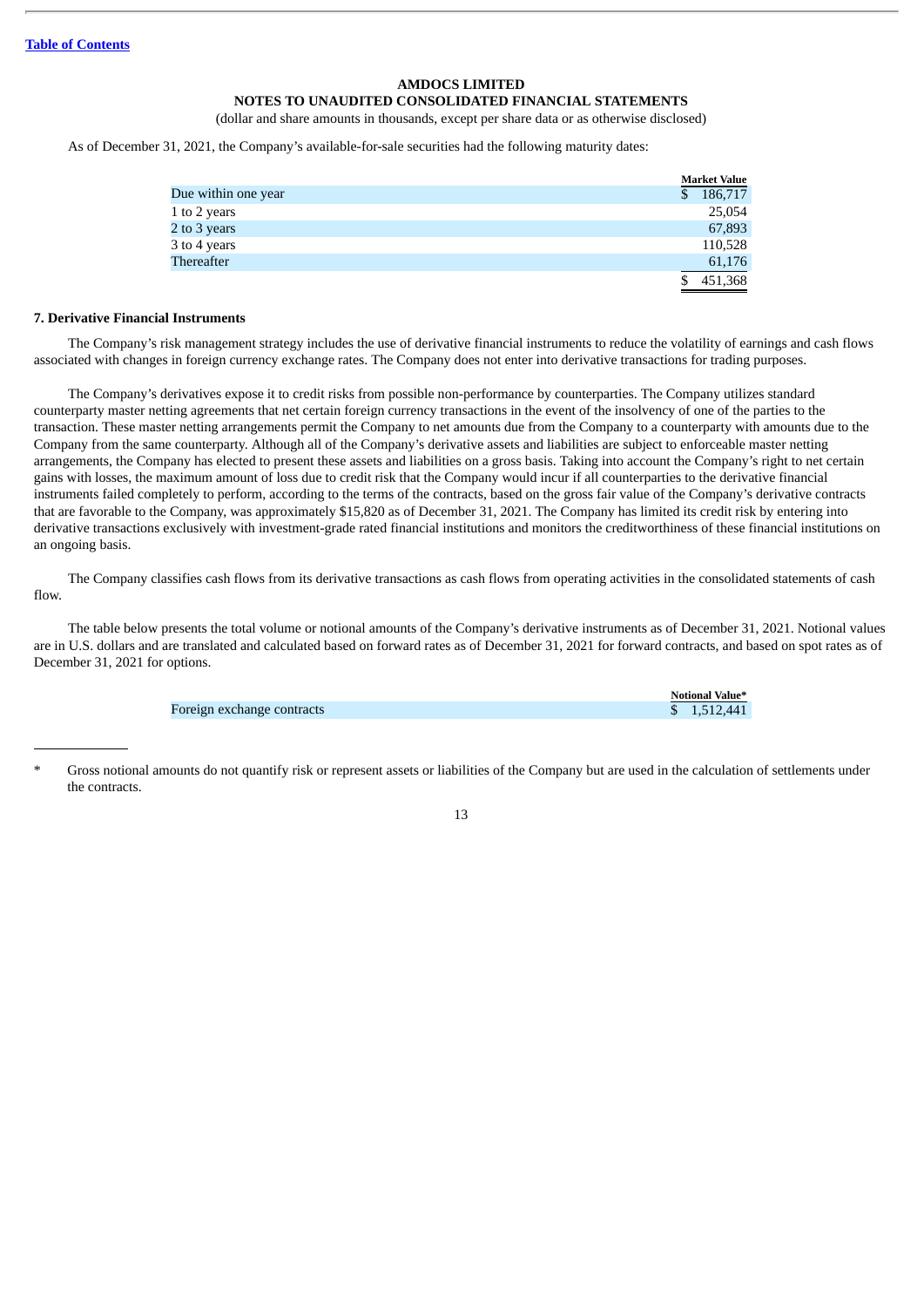[Table of Contents](#)

**AMDOCS LIMITED**
**NOTES TO UNAUDITED CONSOLIDATED FINANCIAL STATEMENTS**
(dollar and share amounts in thousands, except per share data or as otherwise disclosed)

As of December 31, 2021, the Company's available-for-sale securities had the following maturity dates:

| | Market Value |
|---|---|
| Due within one year | $ 186,717 |
| 1 to 2 years | 25,054 |
| 2 to 3 years | 67,893 |
| 3 to 4 years | 110,528 |
| Thereafter | 61,176 |
| | $ 451,368 |

## 7. Derivative Financial Instruments

The Company's risk management strategy includes the use of derivative financial instruments to reduce the volatility of earnings and cash flows associated with changes in foreign currency exchange rates. The Company does not enter into derivative transactions for trading purposes.

The Company's derivatives expose it to credit risks from possible non-performance by counterparties. The Company utilizes standard counterparty master netting agreements that net certain foreign currency transactions in the event of the insolvency of one of the parties to the transaction. These master netting arrangements permit the Company to net amounts due from the Company to a counterparty with amounts due to the Company from the same counterparty. Although all of the Company's derivative assets and liabilities are subject to enforceable master netting arrangements, the Company has elected to present these assets and liabilities on a gross basis. Taking into account the Company's right to net certain gains with losses, the maximum amount of loss due to credit risk that the Company would incur if all counterparties to the derivative financial instruments failed completely to perform, according to the terms of the contracts, based on the gross fair value of the Company's derivative contracts that are favorable to the Company, was approximately $15,820 as of December 31, 2021. The Company has limited its credit risk by entering into derivative transactions exclusively with investment-grade rated financial institutions and monitors the creditworthiness of these financial institutions on an ongoing basis.

The Company classifies cash flows from its derivative transactions as cash flows from operating activities in the consolidated statements of cash flow.

The table below presents the total volume or notional amounts of the Company's derivative instruments as of December 31, 2021. Notional values are in U.S. dollars and are translated and calculated based on forward rates as of December 31, 2021 for forward contracts, and based on spot rates as of December 31, 2021 for options.

| | Notional Value* |
|---|---|
| Foreign exchange contracts | $ 1,512,441 |

\* Gross notional amounts do not quantify risk or represent assets or liabilities of the Company but are used in the calculation of settlements under the contracts.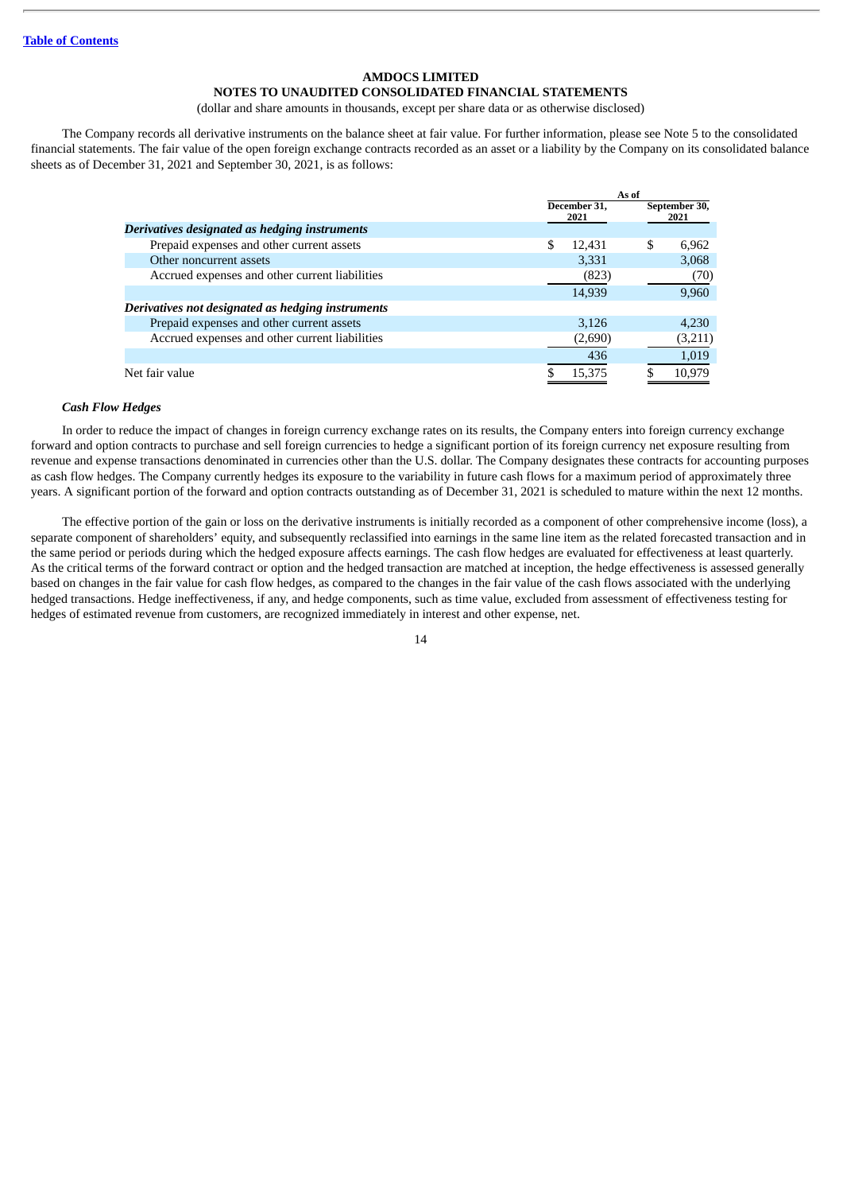[Table of Contents](#)

**AMDOCS LIMITED**
**NOTES TO UNAUDITED CONSOLIDATED FINANCIAL STATEMENTS**
(dollar and share amounts in thousands, except per share data or as otherwise disclosed)

The Company records all derivative instruments on the balance sheet at fair value. For further information, please see Note 5 to the consolidated financial statements. The fair value of the open foreign exchange contracts recorded as an asset or a liability by the Company on its consolidated balance sheets as of December 31, 2021 and September 30, 2021, is as follows:

| | As of | |
|---|---|---|
| | December 31, 2021 | September 30, 2021 |
| ***Derivatives designated as hedging instruments*** | | |
| Prepaid expenses and other current assets | $ 12,431 | $ 6,962 |
| Other noncurrent assets | 3,331 | 3,068 |
| Accrued expenses and other current liabilities | (823) | (70) |
| | 14,939 | 9,960 |
| ***Derivatives not designated as hedging instruments*** | | |
| Prepaid expenses and other current assets | 3,126 | 4,230 |
| Accrued expenses and other current liabilities | (2,690) | (3,211) |
| | 436 | 1,019 |
| Net fair value | $ 15,375 | $ 10,979 |

***Cash Flow Hedges***

In order to reduce the impact of changes in foreign currency exchange rates on its results, the Company enters into foreign currency exchange forward and option contracts to purchase and sell foreign currencies to hedge a significant portion of its foreign currency net exposure resulting from revenue and expense transactions denominated in currencies other than the U.S. dollar. The Company designates these contracts for accounting purposes as cash flow hedges. The Company currently hedges its exposure to the variability in future cash flows for a maximum period of approximately three years. A significant portion of the forward and option contracts outstanding as of December 31, 2021 is scheduled to mature within the next 12 months.

The effective portion of the gain or loss on the derivative instruments is initially recorded as a component of other comprehensive income (loss), a separate component of shareholders' equity, and subsequently reclassified into earnings in the same line item as the related forecasted transaction and in the same period or periods during which the hedged exposure affects earnings. The cash flow hedges are evaluated for effectiveness at least quarterly. As the critical terms of the forward contract or option and the hedged transaction are matched at inception, the hedge effectiveness is assessed generally based on changes in the fair value for cash flow hedges, as compared to the changes in the fair value of the cash flows associated with the underlying hedged transactions. Hedge ineffectiveness, if any, and hedge components, such as time value, excluded from assessment of effectiveness testing for hedges of estimated revenue from customers, are recognized immediately in interest and other expense, net.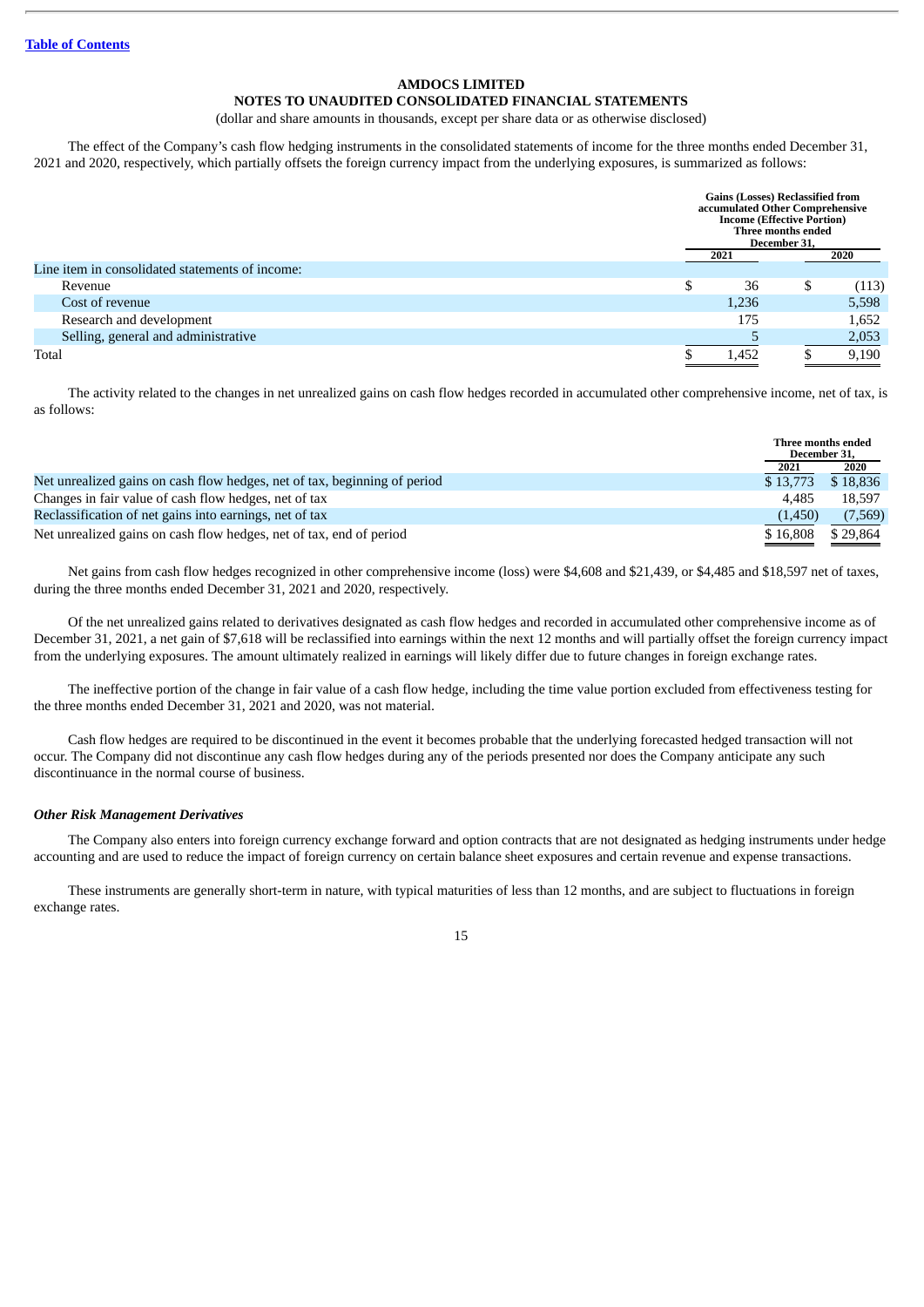[Table of Contents](#)

**AMDOCS LIMITED**
**NOTES TO UNAUDITED CONSOLIDATED FINANCIAL STATEMENTS**
(dollar and share amounts in thousands, except per share data or as otherwise disclosed)

The effect of the Company's cash flow hedging instruments in the consolidated statements of income for the three months ended December 31, 2021 and 2020, respectively, which partially offsets the foreign currency impact from the underlying exposures, is summarized as follows:

| | Gains (Losses) Reclassified from accumulated Other Comprehensive Income (Effective Portion) Three months ended December 31, | |
|---|---|---|
| | 2021 | 2020 |
| Line item in consolidated statements of income: | | |
| Revenue | $ 36 | $ (113) |
| Cost of revenue | 1,236 | 5,598 |
| Research and development | 175 | 1,652 |
| Selling, general and administrative | 5 | 2,053 |
| Total | $ 1,452 | $ 9,190 |

The activity related to the changes in net unrealized gains on cash flow hedges recorded in accumulated other comprehensive income, net of tax, is as follows:

| | Three months ended December 31, | |
|---|---|---|
| | 2021 | 2020 |
| Net unrealized gains on cash flow hedges, net of tax, beginning of period | $ 13,773 | $ 18,836 |
| Changes in fair value of cash flow hedges, net of tax | 4,485 | 18,597 |
| Reclassification of net gains into earnings, net of tax | (1,450) | (7,569) |
| Net unrealized gains on cash flow hedges, net of tax, end of period | $ 16,808 | $ 29,864 |

Net gains from cash flow hedges recognized in other comprehensive income (loss) were $4,608 and $21,439, or $4,485 and $18,597 net of taxes, during the three months ended December 31, 2021 and 2020, respectively.

Of the net unrealized gains related to derivatives designated as cash flow hedges and recorded in accumulated other comprehensive income as of December 31, 2021, a net gain of $7,618 will be reclassified into earnings within the next 12 months and will partially offset the foreign currency impact from the underlying exposures. The amount ultimately realized in earnings will likely differ due to future changes in foreign exchange rates.

The ineffective portion of the change in fair value of a cash flow hedge, including the time value portion excluded from effectiveness testing for the three months ended December 31, 2021 and 2020, was not material.

Cash flow hedges are required to be discontinued in the event it becomes probable that the underlying forecasted hedged transaction will not occur. The Company did not discontinue any cash flow hedges during any of the periods presented nor does the Company anticipate any such discontinuance in the normal course of business.

***Other Risk Management Derivatives***

The Company also enters into foreign currency exchange forward and option contracts that are not designated as hedging instruments under hedge accounting and are used to reduce the impact of foreign currency on certain balance sheet exposures and certain revenue and expense transactions.

These instruments are generally short-term in nature, with typical maturities of less than 12 months, and are subject to fluctuations in foreign exchange rates.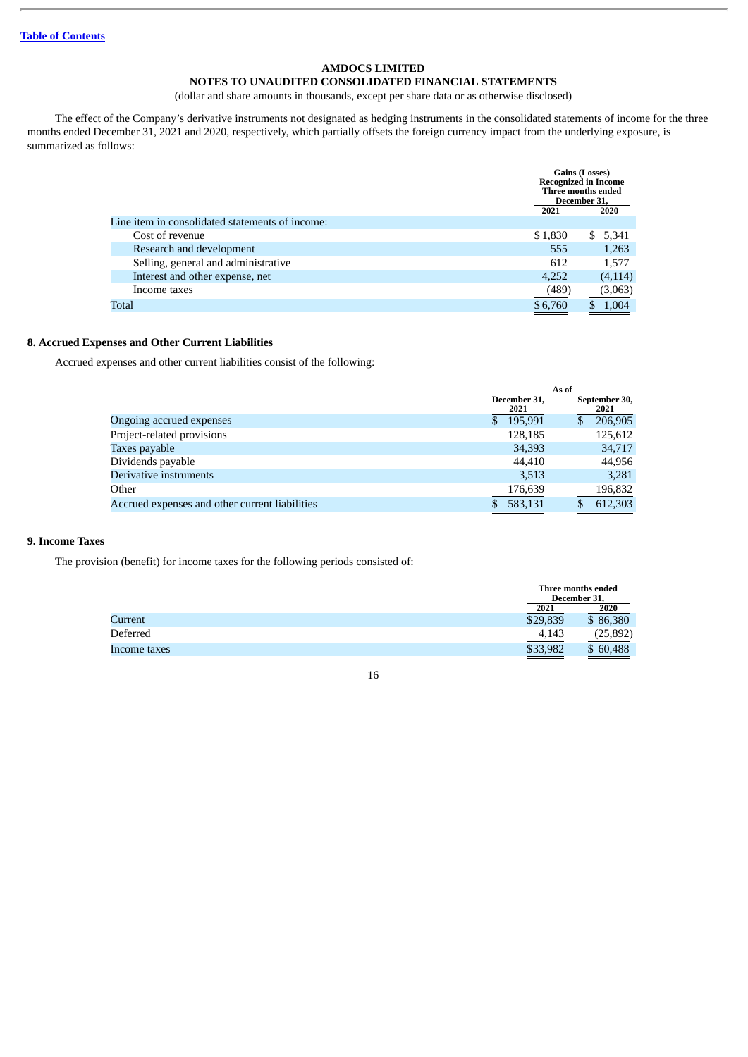[Table of Contents](#)

**AMDOCS LIMITED**

**NOTES TO UNAUDITED CONSOLIDATED FINANCIAL STATEMENTS**

(dollar and share amounts in thousands, except per share data or as otherwise disclosed)

The effect of the Company's derivative instruments not designated as hedging instruments in the consolidated statements of income for the three months ended December 31, 2021 and 2020, respectively, which partially offsets the foreign currency impact from the underlying exposure, is summarized as follows:

| | Gains (Losses) Recognized in Income Three months ended December 31, | |
|---|---|---|
| | 2021 | 2020 |
| Line item in consolidated statements of income: | | |
| Cost of revenue | $ 1,830 | $ 5,341 |
| Research and development | 555 | 1,263 |
| Selling, general and administrative | 612 | 1,577 |
| Interest and other expense, net | 4,252 | (4,114) |
| Income taxes | (489) | (3,063) |
| Total | $ 6,760 | $ 1,004 |

## 8. Accrued Expenses and Other Current Liabilities

Accrued expenses and other current liabilities consist of the following:

| | As of | |
|---|---|---|
| | December 31, 2021 | September 30, 2021 |
| Ongoing accrued expenses | $ 195,991 | $ 206,905 |
| Project-related provisions | 128,185 | 125,612 |
| Taxes payable | 34,393 | 34,717 |
| Dividends payable | 44,410 | 44,956 |
| Derivative instruments | 3,513 | 3,281 |
| Other | 176,639 | 196,832 |
| Accrued expenses and other current liabilities | $ 583,131 | $ 612,303 |

## 9. Income Taxes

The provision (benefit) for income taxes for the following periods consisted of:

| | Three months ended December 31, | |
|---|---|---|
| | 2021 | 2020 |
| Current | $29,839 | $ 86,380 |
| Deferred | 4,143 | (25,892) |
| Income taxes | $33,982 | $ 60,488 |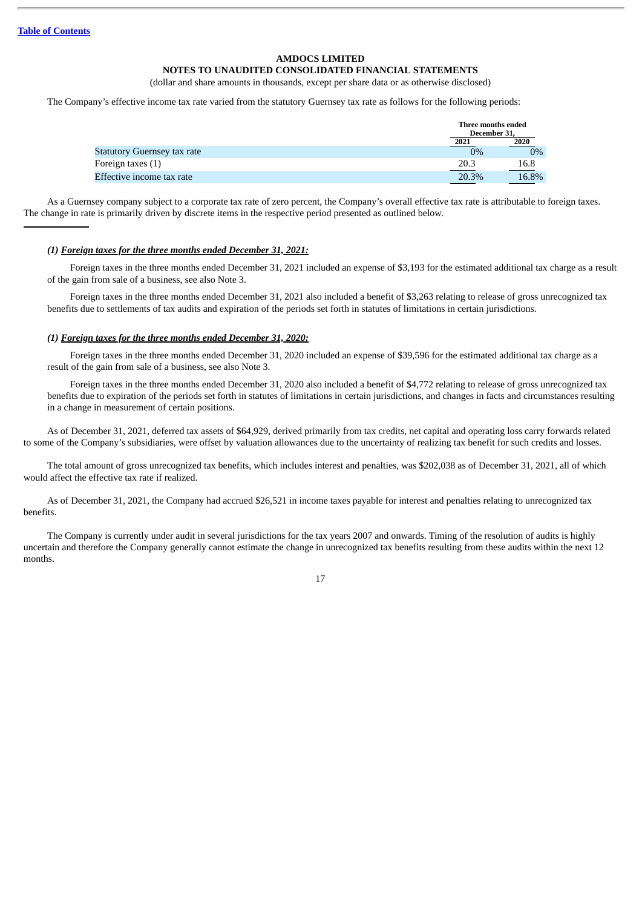[Table of Contents](#)

**AMDOCS LIMITED**
**NOTES TO UNAUDITED CONSOLIDATED FINANCIAL STATEMENTS**
(dollar and share amounts in thousands, except per share data or as otherwise disclosed)

The Company's effective income tax rate varied from the statutory Guernsey tax rate as follows for the following periods:

| | Three months ended December 31, | |
|---|---|---|
| | 2021 | 2020 |
| Statutory Guernsey tax rate | 0% | 0% |
| Foreign taxes (1) | 20.3 | 16.8 |
| Effective income tax rate | 20.3% | 16.8% |

As a Guernsey company subject to a corporate tax rate of zero percent, the Company's overall effective tax rate is attributable to foreign taxes. The change in rate is primarily driven by discrete items in the respective period presented as outlined below.

***(1) Foreign taxes for the three months ended December 31, 2021:***

Foreign taxes in the three months ended December 31, 2021 included an expense of $3,193 for the estimated additional tax charge as a result of the gain from sale of a business, see also Note 3.

Foreign taxes in the three months ended December 31, 2021 also included a benefit of $3,263 relating to release of gross unrecognized tax benefits due to settlements of tax audits and expiration of the periods set forth in statutes of limitations in certain jurisdictions.

***(1) Foreign taxes for the three months ended December 31, 2020:***

Foreign taxes in the three months ended December 31, 2020 included an expense of $39,596 for the estimated additional tax charge as a result of the gain from sale of a business, see also Note 3.

Foreign taxes in the three months ended December 31, 2020 also included a benefit of $4,772 relating to release of gross unrecognized tax benefits due to expiration of the periods set forth in statutes of limitations in certain jurisdictions, and changes in facts and circumstances resulting in a change in measurement of certain positions.

As of December 31, 2021, deferred tax assets of $64,929, derived primarily from tax credits, net capital and operating loss carry forwards related to some of the Company's subsidiaries, were offset by valuation allowances due to the uncertainty of realizing tax benefit for such credits and losses.

The total amount of gross unrecognized tax benefits, which includes interest and penalties, was $202,038 as of December 31, 2021, all of which would affect the effective tax rate if realized.

As of December 31, 2021, the Company had accrued $26,521 in income taxes payable for interest and penalties relating to unrecognized tax benefits.

The Company is currently under audit in several jurisdictions for the tax years 2007 and onwards. Timing of the resolution of audits is highly uncertain and therefore the Company generally cannot estimate the change in unrecognized tax benefits resulting from these audits within the next 12 months.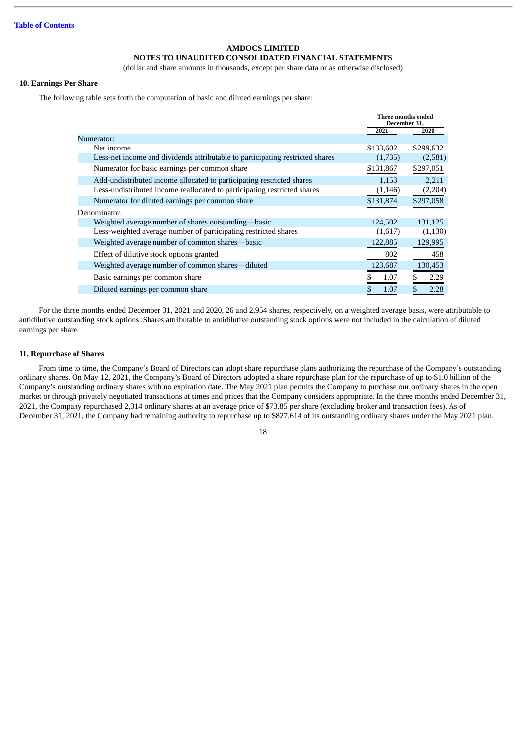[Table of Contents](#)

**AMDOCS LIMITED**
**NOTES TO UNAUDITED CONSOLIDATED FINANCIAL STATEMENTS**
(dollar and share amounts in thousands, except per share data or as otherwise disclosed)

## 10. Earnings Per Share

The following table sets forth the computation of basic and diluted earnings per share:

| | Three months ended December 31, | |
|---|---|---|
| | 2021 | 2020 |
| Numerator: | | |
| Net income | $133,602 | $299,632 |
| Less-net income and dividends attributable to participating restricted shares | (1,735) | (2,581) |
| Numerator for basic earnings per common share | $131,867 | $297,051 |
| Add-undistributed income allocated to participating restricted shares | 1,153 | 2,211 |
| Less-undistributed income reallocated to participating restricted shares | (1,146) | (2,204) |
| Numerator for diluted earnings per common share | $131,874 | $297,058 |
| Denominator: | | |
| Weighted average number of shares outstanding—basic | 124,502 | 131,125 |
| Less-weighted average number of participating restricted shares | (1,617) | (1,130) |
| Weighted average number of common shares—basic | 122,885 | 129,995 |
| Effect of dilutive stock options granted | 802 | 458 |
| Weighted average number of common shares—diluted | 123,687 | 130,453 |
| Basic earnings per common share | $ 1.07 | $ 2.29 |
| Diluted earnings per common share | $ 1.07 | $ 2.28 |

For the three months ended December 31, 2021 and 2020, 26 and 2,954 shares, respectively, on a weighted average basis, were attributable to antidilutive outstanding stock options. Shares attributable to antidilutive outstanding stock options were not included in the calculation of diluted earnings per share.

## 11. Repurchase of Shares

From time to time, the Company's Board of Directors can adopt share repurchase plans authorizing the repurchase of the Company's outstanding ordinary shares. On May 12, 2021, the Company's Board of Directors adopted a share repurchase plan for the repurchase of up to $1.0 billion of the Company's outstanding ordinary shares with no expiration date. The May 2021 plan permits the Company to purchase our ordinary shares in the open market or through privately negotiated transactions at times and prices that the Company considers appropriate. In the three months ended December 31, 2021, the Company repurchased 2,314 ordinary shares at an average price of $73.85 per share (excluding broker and transaction fees). As of December 31, 2021, the Company had remaining authority to repurchase up to $827,614 of its outstanding ordinary shares under the May 2021 plan.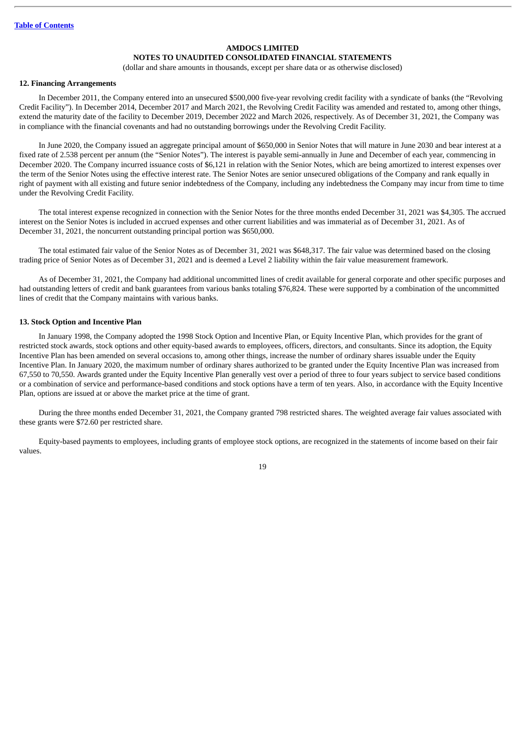# AMDOCS LIMITED

## NOTES TO UNAUDITED CONSOLIDATED FINANCIAL STATEMENTS

(dollar and share amounts in thousands, except per share data or as otherwise disclosed)

### 12. Financing Arrangements

In December 2011, the Company entered into an unsecured $500,000 five-year revolving credit facility with a syndicate of banks (the "Revolving Credit Facility"). In December 2014, December 2017 and March 2021, the Revolving Credit Facility was amended and restated to, among other things, extend the maturity date of the facility to December 2019, December 2022 and March 2026, respectively. As of December 31, 2021, the Company was in compliance with the financial covenants and had no outstanding borrowings under the Revolving Credit Facility.

In June 2020, the Company issued an aggregate principal amount of $650,000 in Senior Notes that will mature in June 2030 and bear interest at a fixed rate of 2.538 percent per annum (the "Senior Notes"). The interest is payable semi-annually in June and December of each year, commencing in December 2020. The Company incurred issuance costs of $6,121 in relation with the Senior Notes, which are being amortized to interest expenses over the term of the Senior Notes using the effective interest rate. The Senior Notes are senior unsecured obligations of the Company and rank equally in right of payment with all existing and future senior indebtedness of the Company, including any indebtedness the Company may incur from time to time under the Revolving Credit Facility.

The total interest expense recognized in connection with the Senior Notes for the three months ended December 31, 2021 was $4,305. The accrued interest on the Senior Notes is included in accrued expenses and other current liabilities and was immaterial as of December 31, 2021. As of December 31, 2021, the noncurrent outstanding principal portion was $650,000.

The total estimated fair value of the Senior Notes as of December 31, 2021 was $648,317. The fair value was determined based on the closing trading price of Senior Notes as of December 31, 2021 and is deemed a Level 2 liability within the fair value measurement framework.

As of December 31, 2021, the Company had additional uncommitted lines of credit available for general corporate and other specific purposes and had outstanding letters of credit and bank guarantees from various banks totaling $76,824. These were supported by a combination of the uncommitted lines of credit that the Company maintains with various banks.

### 13. Stock Option and Incentive Plan

In January 1998, the Company adopted the 1998 Stock Option and Incentive Plan, or Equity Incentive Plan, which provides for the grant of restricted stock awards, stock options and other equity-based awards to employees, officers, directors, and consultants. Since its adoption, the Equity Incentive Plan has been amended on several occasions to, among other things, increase the number of ordinary shares issuable under the Equity Incentive Plan. In January 2020, the maximum number of ordinary shares authorized to be granted under the Equity Incentive Plan was increased from 67,550 to 70,550. Awards granted under the Equity Incentive Plan generally vest over a period of three to four years subject to service based conditions or a combination of service and performance-based conditions and stock options have a term of ten years. Also, in accordance with the Equity Incentive Plan, options are issued at or above the market price at the time of grant.

During the three months ended December 31, 2021, the Company granted 798 restricted shares. The weighted average fair values associated with these grants were $72.60 per restricted share.

Equity-based payments to employees, including grants of employee stock options, are recognized in the statements of income based on their fair values.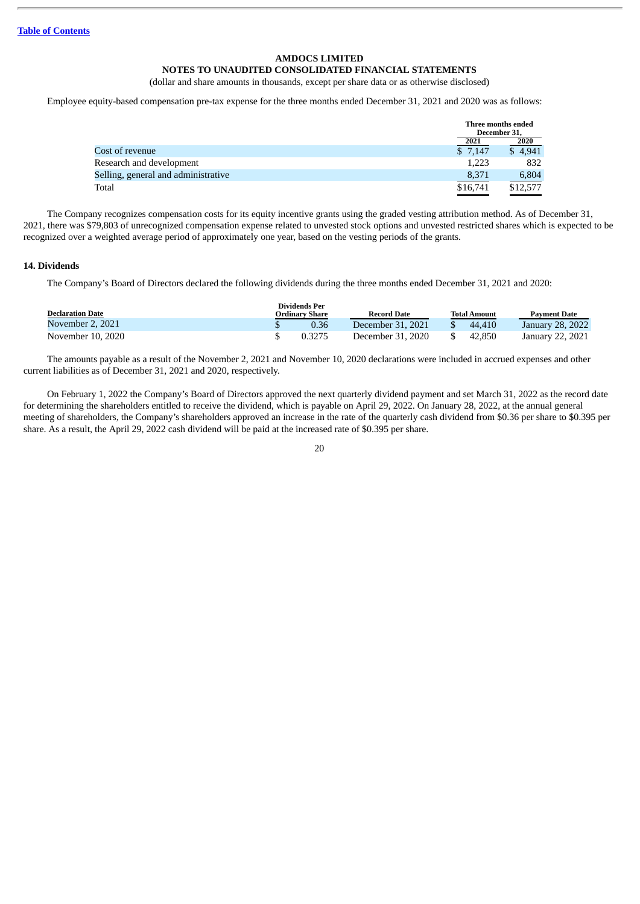**AMDOCS LIMITED**

**NOTES TO UNAUDITED CONSOLIDATED FINANCIAL STATEMENTS**

(dollar and share amounts in thousands, except per share data or as otherwise disclosed)

Employee equity-based compensation pre-tax expense for the three months ended December 31, 2021 and 2020 was as follows:

| | Three months ended December 31, | |
|---|---|---|
| | 2021 | 2020 |
| Cost of revenue | $ 7,147 | $ 4,941 |
| Research and development | 1,223 | 832 |
| Selling, general and administrative | 8,371 | 6,804 |
| Total | $16,741 | $12,577 |

The Company recognizes compensation costs for its equity incentive grants using the graded vesting attribution method. As of December 31, 2021, there was $79,803 of unrecognized compensation expense related to unvested stock options and unvested restricted shares which is expected to be recognized over a weighted average period of approximately one year, based on the vesting periods of the grants.

## 14. Dividends

The Company's Board of Directors declared the following dividends during the three months ended December 31, 2021 and 2020:

| Declaration Date | Dividends Per Ordinary Share | Record Date | Total Amount | Payment Date |
|---|---|---|---|---|
| November 2, 2021 | $ 0.36 | December 31, 2021 | $ 44,410 | January 28, 2022 |
| November 10, 2020 | $ 0.3275 | December 31, 2020 | $ 42,850 | January 22, 2021 |

The amounts payable as a result of the November 2, 2021 and November 10, 2020 declarations were included in accrued expenses and other current liabilities as of December 31, 2021 and 2020, respectively.

On February 1, 2022 the Company's Board of Directors approved the next quarterly dividend payment and set March 31, 2022 as the record date for determining the shareholders entitled to receive the dividend, which is payable on April 29, 2022. On January 28, 2022, at the annual general meeting of shareholders, the Company's shareholders approved an increase in the rate of the quarterly cash dividend from $0.36 per share to $0.395 per share. As a result, the April 29, 2022 cash dividend will be paid at the increased rate of $0.395 per share.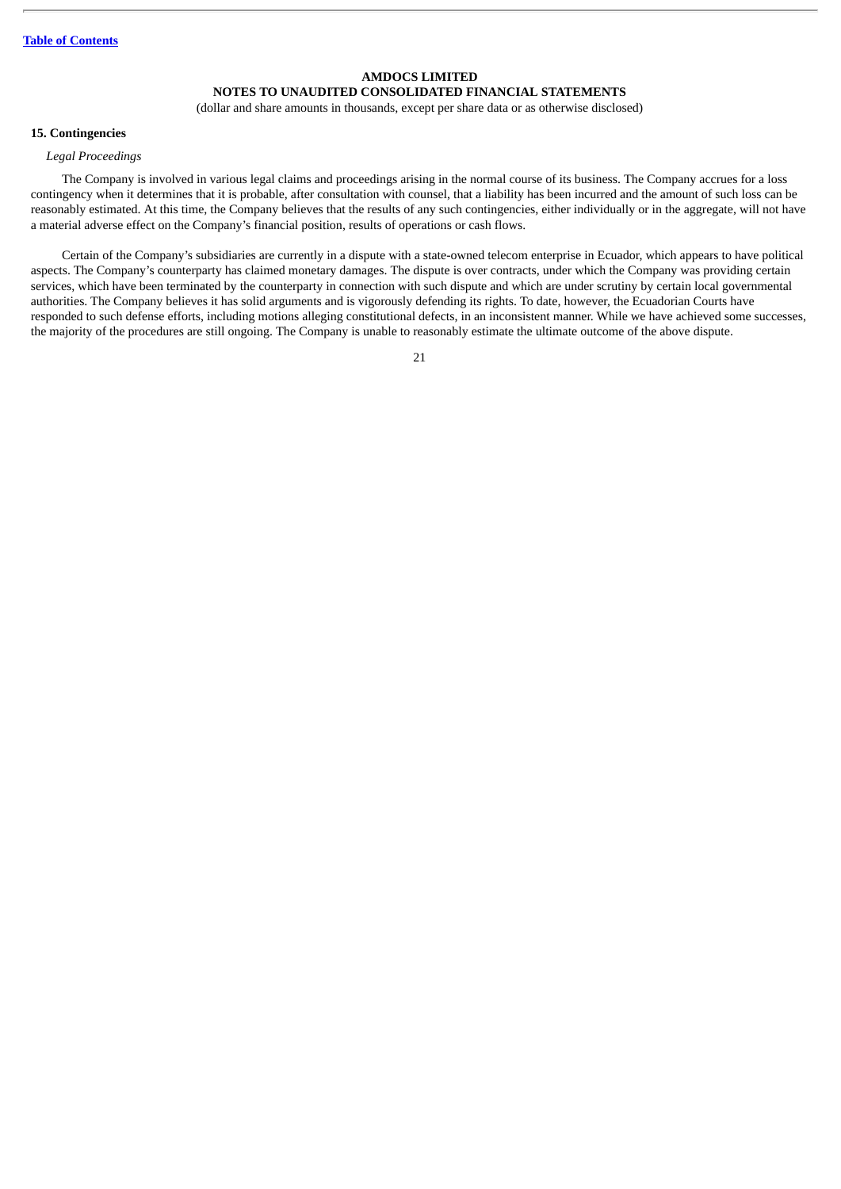**AMDOCS LIMITED**
**NOTES TO UNAUDITED CONSOLIDATED FINANCIAL STATEMENTS**
(dollar and share amounts in thousands, except per share data or as otherwise disclosed)

**15. Contingencies**

*Legal Proceedings*

The Company is involved in various legal claims and proceedings arising in the normal course of its business. The Company accrues for a loss contingency when it determines that it is probable, after consultation with counsel, that a liability has been incurred and the amount of such loss can be reasonably estimated. At this time, the Company believes that the results of any such contingencies, either individually or in the aggregate, will not have a material adverse effect on the Company's financial position, results of operations or cash flows.

Certain of the Company's subsidiaries are currently in a dispute with a state-owned telecom enterprise in Ecuador, which appears to have political aspects. The Company's counterparty has claimed monetary damages. The dispute is over contracts, under which the Company was providing certain services, which have been terminated by the counterparty in connection with such dispute and which are under scrutiny by certain local governmental authorities. The Company believes it has solid arguments and is vigorously defending its rights. To date, however, the Ecuadorian Courts have responded to such defense efforts, including motions alleging constitutional defects, in an inconsistent manner. While we have achieved some successes, the majority of the procedures are still ongoing. The Company is unable to reasonably estimate the ultimate outcome of the above dispute.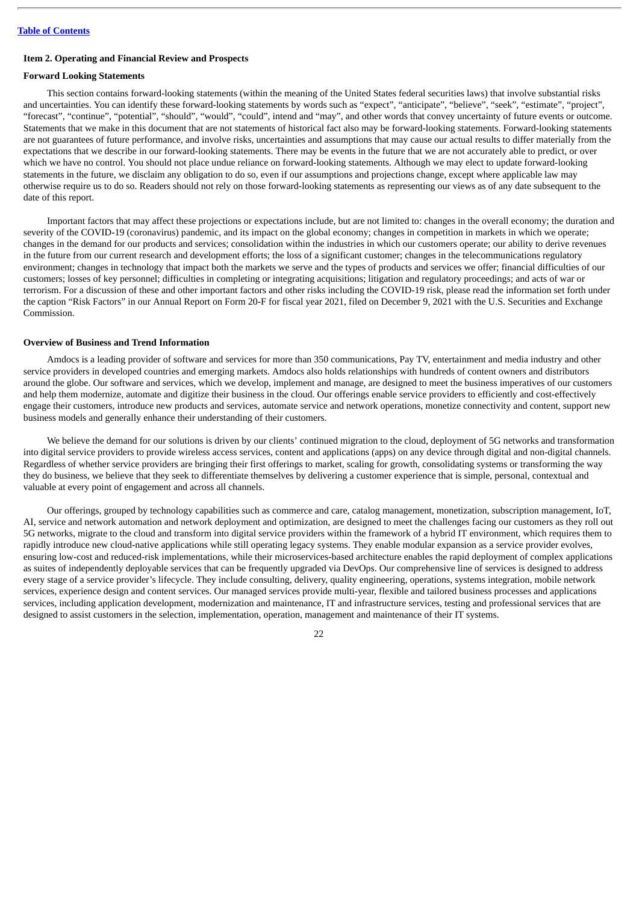[Table of Contents](#)

### Item 2. Operating and Financial Review and Prospects

#### Forward Looking Statements

This section contains forward-looking statements (within the meaning of the United States federal securities laws) that involve substantial risks and uncertainties. You can identify these forward-looking statements by words such as "expect", "anticipate", "believe", "seek", "estimate", "project", "forecast", "continue", "potential", "should", "would", "could", intend and "may", and other words that convey uncertainty of future events or outcome. Statements that we make in this document that are not statements of historical fact also may be forward-looking statements. Forward-looking statements are not guarantees of future performance, and involve risks, uncertainties and assumptions that may cause our actual results to differ materially from the expectations that we describe in our forward-looking statements. There may be events in the future that we are not accurately able to predict, or over which we have no control. You should not place undue reliance on forward-looking statements. Although we may elect to update forward-looking statements in the future, we disclaim any obligation to do so, even if our assumptions and projections change, except where applicable law may otherwise require us to do so. Readers should not rely on those forward-looking statements as representing our views as of any date subsequent to the date of this report.

Important factors that may affect these projections or expectations include, but are not limited to: changes in the overall economy; the duration and severity of the COVID-19 (coronavirus) pandemic, and its impact on the global economy; changes in competition in markets in which we operate; changes in the demand for our products and services; consolidation within the industries in which our customers operate; our ability to derive revenues in the future from our current research and development efforts; the loss of a significant customer; changes in the telecommunications regulatory environment; changes in technology that impact both the markets we serve and the types of products and services we offer; financial difficulties of our customers; losses of key personnel; difficulties in completing or integrating acquisitions; litigation and regulatory proceedings; and acts of war or terrorism. For a discussion of these and other important factors and other risks including the COVID-19 risk, please read the information set forth under the caption "Risk Factors" in our Annual Report on Form 20-F for fiscal year 2021, filed on December 9, 2021 with the U.S. Securities and Exchange Commission.

#### Overview of Business and Trend Information

Amdocs is a leading provider of software and services for more than 350 communications, Pay TV, entertainment and media industry and other service providers in developed countries and emerging markets. Amdocs also holds relationships with hundreds of content owners and distributors around the globe. Our software and services, which we develop, implement and manage, are designed to meet the business imperatives of our customers and help them modernize, automate and digitize their business in the cloud. Our offerings enable service providers to efficiently and cost-effectively engage their customers, introduce new products and services, automate service and network operations, monetize connectivity and content, support new business models and generally enhance their understanding of their customers.

We believe the demand for our solutions is driven by our clients' continued migration to the cloud, deployment of 5G networks and transformation into digital service providers to provide wireless access services, content and applications (apps) on any device through digital and non-digital channels. Regardless of whether service providers are bringing their first offerings to market, scaling for growth, consolidating systems or transforming the way they do business, we believe that they seek to differentiate themselves by delivering a customer experience that is simple, personal, contextual and valuable at every point of engagement and across all channels.

Our offerings, grouped by technology capabilities such as commerce and care, catalog management, monetization, subscription management, IoT, AI, service and network automation and network deployment and optimization, are designed to meet the challenges facing our customers as they roll out 5G networks, migrate to the cloud and transform into digital service providers within the framework of a hybrid IT environment, which requires them to rapidly introduce new cloud-native applications while still operating legacy systems. They enable modular expansion as a service provider evolves, ensuring low-cost and reduced-risk implementations, while their microservices-based architecture enables the rapid deployment of complex applications as suites of independently deployable services that can be frequently upgraded via DevOps. Our comprehensive line of services is designed to address every stage of a service provider's lifecycle. They include consulting, delivery, quality engineering, operations, systems integration, mobile network services, experience design and content services. Our managed services provide multi-year, flexible and tailored business processes and applications services, including application development, modernization and maintenance, IT and infrastructure services, testing and professional services that are designed to assist customers in the selection, implementation, operation, management and maintenance of their IT systems.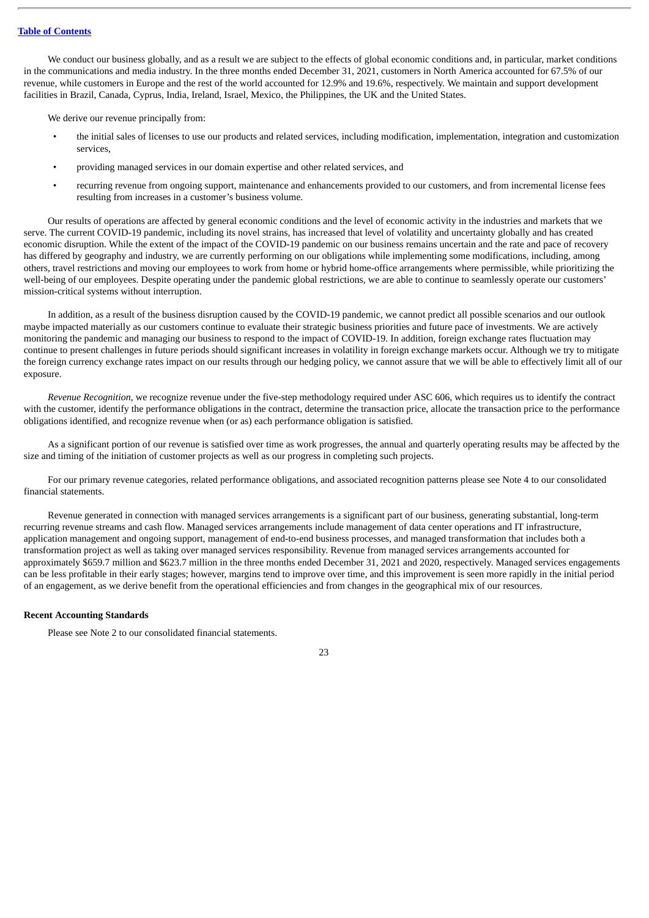We conduct our business globally, and as a result we are subject to the effects of global economic conditions and, in particular, market conditions in the communications and media industry. In the three months ended December 31, 2021, customers in North America accounted for 67.5% of our revenue, while customers in Europe and the rest of the world accounted for 12.9% and 19.6%, respectively. We maintain and support development facilities in Brazil, Canada, Cyprus, India, Ireland, Israel, Mexico, the Philippines, the UK and the United States.

We derive our revenue principally from:

- the initial sales of licenses to use our products and related services, including modification, implementation, integration and customization services,
- providing managed services in our domain expertise and other related services, and
- recurring revenue from ongoing support, maintenance and enhancements provided to our customers, and from incremental license fees resulting from increases in a customer's business volume.

Our results of operations are affected by general economic conditions and the level of economic activity in the industries and markets that we serve. The current COVID-19 pandemic, including its novel strains, has increased that level of volatility and uncertainty globally and has created economic disruption. While the extent of the impact of the COVID-19 pandemic on our business remains uncertain and the rate and pace of recovery has differed by geography and industry, we are currently performing on our obligations while implementing some modifications, including, among others, travel restrictions and moving our employees to work from home or hybrid home-office arrangements where permissible, while prioritizing the well-being of our employees. Despite operating under the pandemic global restrictions, we are able to continue to seamlessly operate our customers' mission-critical systems without interruption.

In addition, as a result of the business disruption caused by the COVID-19 pandemic, we cannot predict all possible scenarios and our outlook maybe impacted materially as our customers continue to evaluate their strategic business priorities and future pace of investments. We are actively monitoring the pandemic and managing our business to respond to the impact of COVID-19. In addition, foreign exchange rates fluctuation may continue to present challenges in future periods should significant increases in volatility in foreign exchange markets occur. Although we try to mitigate the foreign currency exchange rates impact on our results through our hedging policy, we cannot assure that we will be able to effectively limit all of our exposure.

*Revenue Recognition*, we recognize revenue under the five-step methodology required under ASC 606, which requires us to identify the contract with the customer, identify the performance obligations in the contract, determine the transaction price, allocate the transaction price to the performance obligations identified, and recognize revenue when (or as) each performance obligation is satisfied.

As a significant portion of our revenue is satisfied over time as work progresses, the annual and quarterly operating results may be affected by the size and timing of the initiation of customer projects as well as our progress in completing such projects.

For our primary revenue categories, related performance obligations, and associated recognition patterns please see Note 4 to our consolidated financial statements.

Revenue generated in connection with managed services arrangements is a significant part of our business, generating substantial, long-term recurring revenue streams and cash flow. Managed services arrangements include management of data center operations and IT infrastructure, application management and ongoing support, management of end-to-end business processes, and managed transformation that includes both a transformation project as well as taking over managed services responsibility. Revenue from managed services arrangements accounted for approximately $659.7 million and $623.7 million in the three months ended December 31, 2021 and 2020, respectively. Managed services engagements can be less profitable in their early stages; however, margins tend to improve over time, and this improvement is seen more rapidly in the initial period of an engagement, as we derive benefit from the operational efficiencies and from changes in the geographical mix of our resources.

**Recent Accounting Standards**

Please see Note 2 to our consolidated financial statements.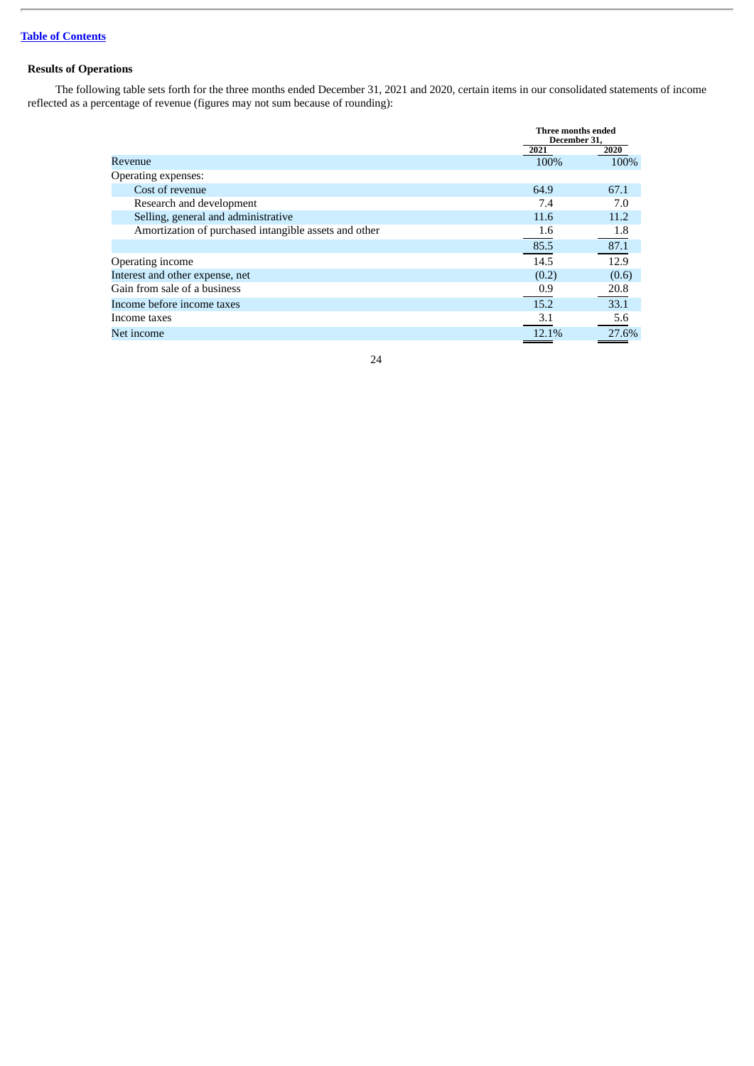[Table of Contents](#)

### Results of Operations

The following table sets forth for the three months ended December 31, 2021 and 2020, certain items in our consolidated statements of income reflected as a percentage of revenue (figures may not sum because of rounding):

| | Three months ended December 31, | |
|---|---|---|
| | 2021 | 2020 |
| Revenue | 100% | 100% |
| Operating expenses: | | |
| Cost of revenue | 64.9 | 67.1 |
| Research and development | 7.4 | 7.0 |
| Selling, general and administrative | 11.6 | 11.2 |
| Amortization of purchased intangible assets and other | 1.6 | 1.8 |
| | 85.5 | 87.1 |
| Operating income | 14.5 | 12.9 |
| Interest and other expense, net | (0.2) | (0.6) |
| Gain from sale of a business | 0.9 | 20.8 |
| Income before income taxes | 15.2 | 33.1 |
| Income taxes | 3.1 | 5.6 |
| Net income | 12.1% | 27.6% |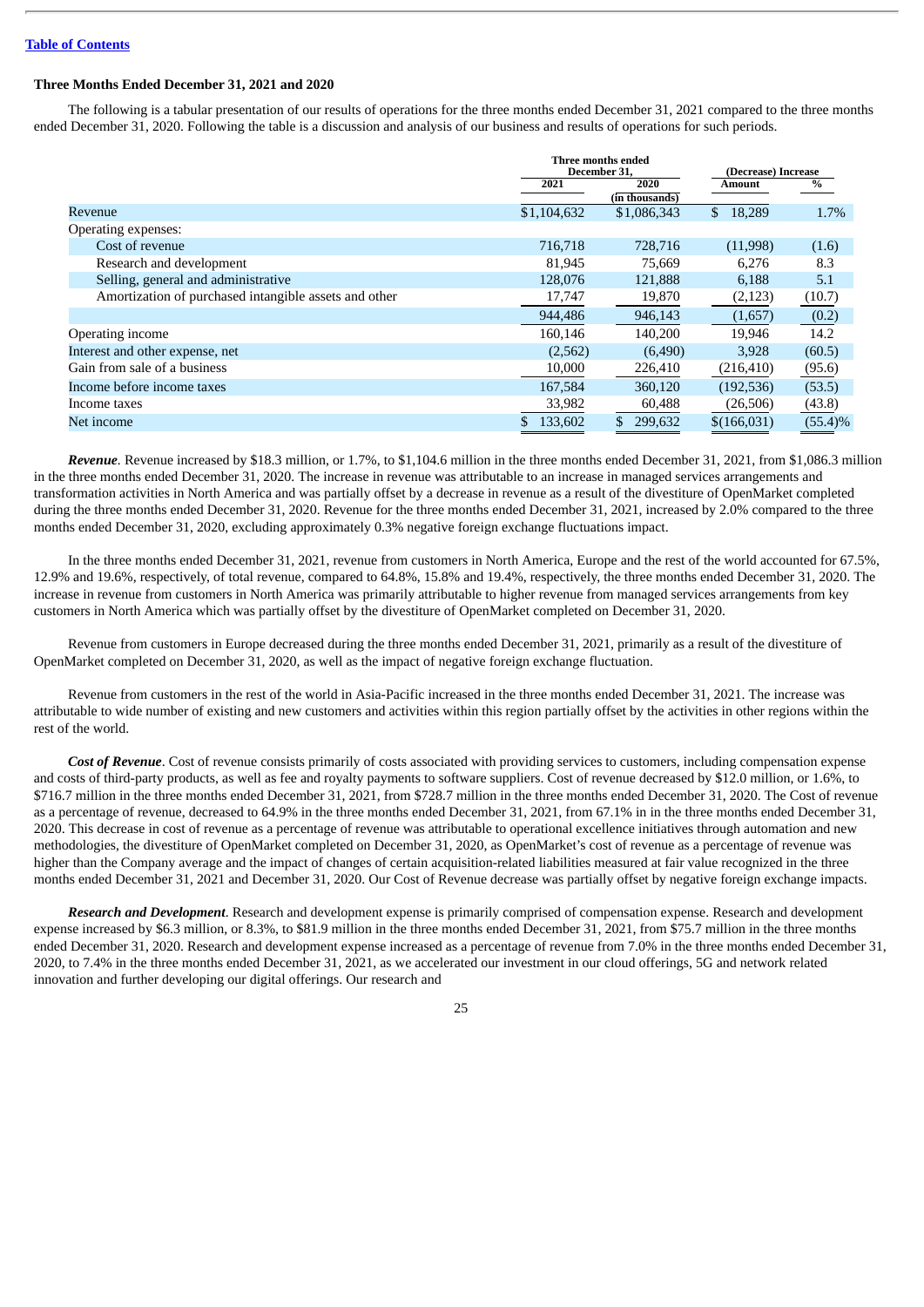[Table of Contents](#)

### Three Months Ended December 31, 2021 and 2020

The following is a tabular presentation of our results of operations for the three months ended December 31, 2021 compared to the three months ended December 31, 2020. Following the table is a discussion and analysis of our business and results of operations for such periods.

| | Three months ended December 31, | | (Decrease) Increase | |
|---|---|---|---|---|
| | 2021 | 2020 | Amount | % |
| | | (in thousands) | | |
| Revenue | $1,104,632 | $1,086,343 | $ 18,289 | 1.7% |
| Operating expenses: | | | | |
| Cost of revenue | 716,718 | 728,716 | (11,998) | (1.6) |
| Research and development | 81,945 | 75,669 | 6,276 | 8.3 |
| Selling, general and administrative | 128,076 | 121,888 | 6,188 | 5.1 |
| Amortization of purchased intangible assets and other | 17,747 | 19,870 | (2,123) | (10.7) |
| | 944,486 | 946,143 | (1,657) | (0.2) |
| Operating income | 160,146 | 140,200 | 19,946 | 14.2 |
| Interest and other expense, net | (2,562) | (6,490) | 3,928 | (60.5) |
| Gain from sale of a business | 10,000 | 226,410 | (216,410) | (95.6) |
| Income before income taxes | 167,584 | 360,120 | (192,536) | (53.5) |
| Income taxes | 33,982 | 60,488 | (26,506) | (43.8) |
| Net income | $ 133,602 | $ 299,632 | $(166,031) | (55.4)% |

***Revenue***. Revenue increased by $18.3 million, or 1.7%, to $1,104.6 million in the three months ended December 31, 2021, from $1,086.3 million in the three months ended December 31, 2020. The increase in revenue was attributable to an increase in managed services arrangements and transformation activities in North America and was partially offset by a decrease in revenue as a result of the divestiture of OpenMarket completed during the three months ended December 31, 2020. Revenue for the three months ended December 31, 2021, increased by 2.0% compared to the three months ended December 31, 2020, excluding approximately 0.3% negative foreign exchange fluctuations impact.

In the three months ended December 31, 2021, revenue from customers in North America, Europe and the rest of the world accounted for 67.5%, 12.9% and 19.6%, respectively, of total revenue, compared to 64.8%, 15.8% and 19.4%, respectively, the three months ended December 31, 2020. The increase in revenue from customers in North America was primarily attributable to higher revenue from managed services arrangements from key customers in North America which was partially offset by the divestiture of OpenMarket completed on December 31, 2020.

Revenue from customers in Europe decreased during the three months ended December 31, 2021, primarily as a result of the divestiture of OpenMarket completed on December 31, 2020, as well as the impact of negative foreign exchange fluctuation.

Revenue from customers in the rest of the world in Asia-Pacific increased in the three months ended December 31, 2021. The increase was attributable to wide number of existing and new customers and activities within this region partially offset by the activities in other regions within the rest of the world.

***Cost of Revenue***. Cost of revenue consists primarily of costs associated with providing services to customers, including compensation expense and costs of third-party products, as well as fee and royalty payments to software suppliers. Cost of revenue decreased by $12.0 million, or 1.6%, to $716.7 million in the three months ended December 31, 2021, from $728.7 million in the three months ended December 31, 2020. The Cost of revenue as a percentage of revenue, decreased to 64.9% in the three months ended December 31, 2021, from 67.1% in in the three months ended December 31, 2020. This decrease in cost of revenue as a percentage of revenue was attributable to operational excellence initiatives through automation and new methodologies, the divestiture of OpenMarket completed on December 31, 2020, as OpenMarket's cost of revenue as a percentage of revenue was higher than the Company average and the impact of changes of certain acquisition-related liabilities measured at fair value recognized in the three months ended December 31, 2021 and December 31, 2020. Our Cost of Revenue decrease was partially offset by negative foreign exchange impacts.

***Research and Development***. Research and development expense is primarily comprised of compensation expense. Research and development expense increased by $6.3 million, or 8.3%, to $81.9 million in the three months ended December 31, 2021, from $75.7 million in the three months ended December 31, 2020. Research and development expense increased as a percentage of revenue from 7.0% in the three months ended December 31, 2020, to 7.4% in the three months ended December 31, 2021, as we accelerated our investment in our cloud offerings, 5G and network related innovation and further developing our digital offerings. Our research and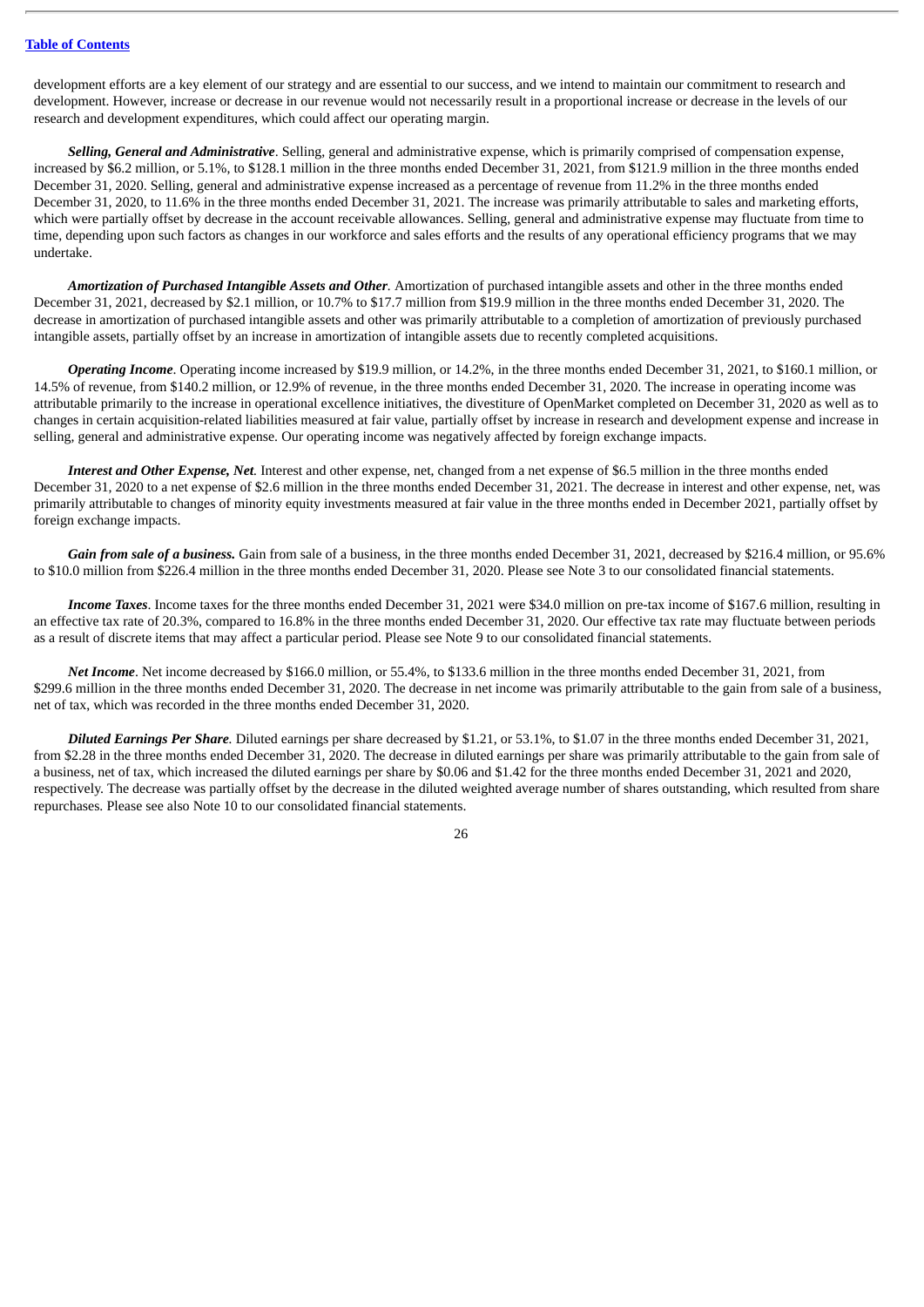development efforts are a key element of our strategy and are essential to our success, and we intend to maintain our commitment to research and development. However, increase or decrease in our revenue would not necessarily result in a proportional increase or decrease in the levels of our research and development expenditures, which could affect our operating margin.

***Selling, General and Administrative***. Selling, general and administrative expense, which is primarily comprised of compensation expense, increased by $6.2 million, or 5.1%, to $128.1 million in the three months ended December 31, 2021, from $121.9 million in the three months ended December 31, 2020. Selling, general and administrative expense increased as a percentage of revenue from 11.2% in the three months ended December 31, 2020, to 11.6% in the three months ended December 31, 2021. The increase was primarily attributable to sales and marketing efforts, which were partially offset by decrease in the account receivable allowances. Selling, general and administrative expense may fluctuate from time to time, depending upon such factors as changes in our workforce and sales efforts and the results of any operational efficiency programs that we may undertake.

***Amortization of Purchased Intangible Assets and Other***. Amortization of purchased intangible assets and other in the three months ended December 31, 2021, decreased by $2.1 million, or 10.7% to $17.7 million from $19.9 million in the three months ended December 31, 2020. The decrease in amortization of purchased intangible assets and other was primarily attributable to a completion of amortization of previously purchased intangible assets, partially offset by an increase in amortization of intangible assets due to recently completed acquisitions.

***Operating Income***. Operating income increased by $19.9 million, or 14.2%, in the three months ended December 31, 2021, to $160.1 million, or 14.5% of revenue, from $140.2 million, or 12.9% of revenue, in the three months ended December 31, 2020. The increase in operating income was attributable primarily to the increase in operational excellence initiatives, the divestiture of OpenMarket completed on December 31, 2020 as well as to changes in certain acquisition-related liabilities measured at fair value, partially offset by increase in research and development expense and increase in selling, general and administrative expense. Our operating income was negatively affected by foreign exchange impacts.

***Interest and Other Expense, Net***. Interest and other expense, net, changed from a net expense of $6.5 million in the three months ended December 31, 2020 to a net expense of $2.6 million in the three months ended December 31, 2021. The decrease in interest and other expense, net, was primarily attributable to changes of minority equity investments measured at fair value in the three months ended in December 2021, partially offset by foreign exchange impacts.

***Gain from sale of a business.*** Gain from sale of a business, in the three months ended December 31, 2021, decreased by $216.4 million, or 95.6% to $10.0 million from $226.4 million in the three months ended December 31, 2020. Please see Note 3 to our consolidated financial statements.

***Income Taxes***. Income taxes for the three months ended December 31, 2021 were $34.0 million on pre-tax income of $167.6 million, resulting in an effective tax rate of 20.3%, compared to 16.8% in the three months ended December 31, 2020. Our effective tax rate may fluctuate between periods as a result of discrete items that may affect a particular period. Please see Note 9 to our consolidated financial statements.

***Net Income***. Net income decreased by $166.0 million, or 55.4%, to $133.6 million in the three months ended December 31, 2021, from $299.6 million in the three months ended December 31, 2020. The decrease in net income was primarily attributable to the gain from sale of a business, net of tax, which was recorded in the three months ended December 31, 2020.

***Diluted Earnings Per Share***. Diluted earnings per share decreased by $1.21, or 53.1%, to $1.07 in the three months ended December 31, 2021, from $2.28 in the three months ended December 31, 2020. The decrease in diluted earnings per share was primarily attributable to the gain from sale of a business, net of tax, which increased the diluted earnings per share by $0.06 and $1.42 for the three months ended December 31, 2021 and 2020, respectively. The decrease was partially offset by the decrease in the diluted weighted average number of shares outstanding, which resulted from share repurchases. Please see also Note 10 to our consolidated financial statements.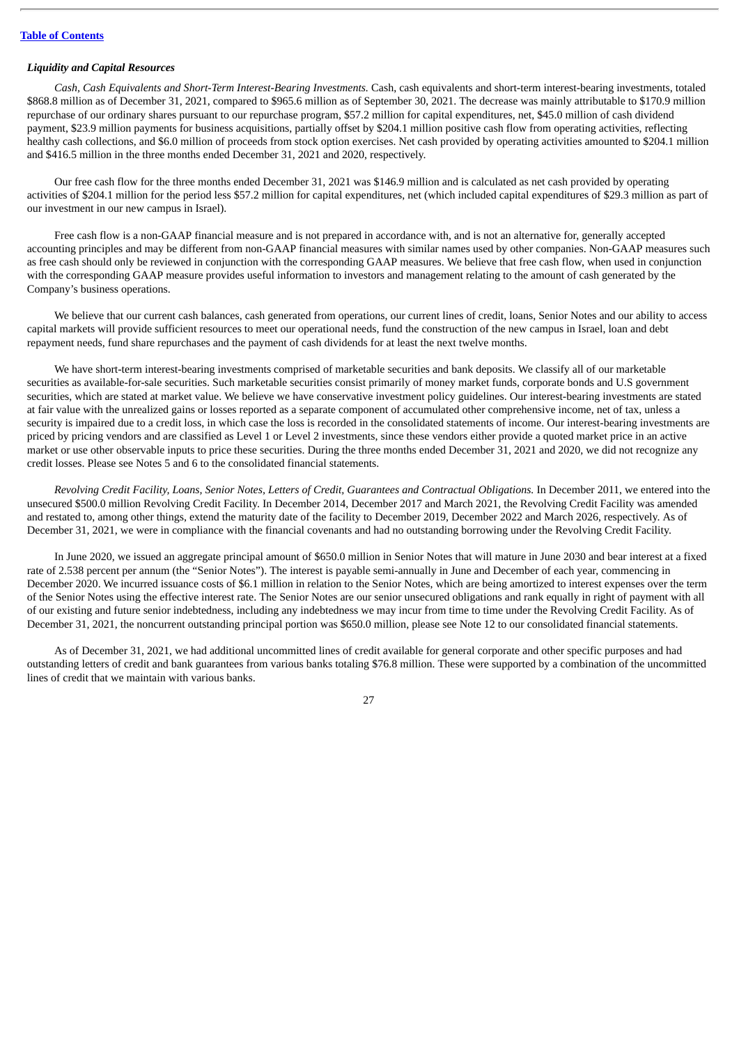[Table of Contents](#)

***Liquidity and Capital Resources***

*Cash, Cash Equivalents and Short-Term Interest-Bearing Investments.* Cash, cash equivalents and short-term interest-bearing investments, totaled $868.8 million as of December 31, 2021, compared to $965.6 million as of September 30, 2021. The decrease was mainly attributable to $170.9 million repurchase of our ordinary shares pursuant to our repurchase program, $57.2 million for capital expenditures, net, $45.0 million of cash dividend payment, $23.9 million payments for business acquisitions, partially offset by $204.1 million positive cash flow from operating activities, reflecting healthy cash collections, and $6.0 million of proceeds from stock option exercises. Net cash provided by operating activities amounted to $204.1 million and $416.5 million in the three months ended December 31, 2021 and 2020, respectively.

Our free cash flow for the three months ended December 31, 2021 was $146.9 million and is calculated as net cash provided by operating activities of $204.1 million for the period less $57.2 million for capital expenditures, net (which included capital expenditures of $29.3 million as part of our investment in our new campus in Israel).

Free cash flow is a non-GAAP financial measure and is not prepared in accordance with, and is not an alternative for, generally accepted accounting principles and may be different from non-GAAP financial measures with similar names used by other companies. Non-GAAP measures such as free cash should only be reviewed in conjunction with the corresponding GAAP measures. We believe that free cash flow, when used in conjunction with the corresponding GAAP measure provides useful information to investors and management relating to the amount of cash generated by the Company's business operations.

We believe that our current cash balances, cash generated from operations, our current lines of credit, loans, Senior Notes and our ability to access capital markets will provide sufficient resources to meet our operational needs, fund the construction of the new campus in Israel, loan and debt repayment needs, fund share repurchases and the payment of cash dividends for at least the next twelve months.

We have short-term interest-bearing investments comprised of marketable securities and bank deposits. We classify all of our marketable securities as available-for-sale securities. Such marketable securities consist primarily of money market funds, corporate bonds and U.S government securities, which are stated at market value. We believe we have conservative investment policy guidelines. Our interest-bearing investments are stated at fair value with the unrealized gains or losses reported as a separate component of accumulated other comprehensive income, net of tax, unless a security is impaired due to a credit loss, in which case the loss is recorded in the consolidated statements of income. Our interest-bearing investments are priced by pricing vendors and are classified as Level 1 or Level 2 investments, since these vendors either provide a quoted market price in an active market or use other observable inputs to price these securities. During the three months ended December 31, 2021 and 2020, we did not recognize any credit losses. Please see Notes 5 and 6 to the consolidated financial statements.

*Revolving Credit Facility, Loans, Senior Notes, Letters of Credit, Guarantees and Contractual Obligations.* In December 2011, we entered into the unsecured $500.0 million Revolving Credit Facility. In December 2014, December 2017 and March 2021, the Revolving Credit Facility was amended and restated to, among other things, extend the maturity date of the facility to December 2019, December 2022 and March 2026, respectively. As of December 31, 2021, we were in compliance with the financial covenants and had no outstanding borrowing under the Revolving Credit Facility.

In June 2020, we issued an aggregate principal amount of $650.0 million in Senior Notes that will mature in June 2030 and bear interest at a fixed rate of 2.538 percent per annum (the "Senior Notes"). The interest is payable semi-annually in June and December of each year, commencing in December 2020. We incurred issuance costs of $6.1 million in relation to the Senior Notes, which are being amortized to interest expenses over the term of the Senior Notes using the effective interest rate. The Senior Notes are our senior unsecured obligations and rank equally in right of payment with all of our existing and future senior indebtedness, including any indebtedness we may incur from time to time under the Revolving Credit Facility. As of December 31, 2021, the noncurrent outstanding principal portion was $650.0 million, please see Note 12 to our consolidated financial statements.

As of December 31, 2021, we had additional uncommitted lines of credit available for general corporate and other specific purposes and had outstanding letters of credit and bank guarantees from various banks totaling $76.8 million. These were supported by a combination of the uncommitted lines of credit that we maintain with various banks.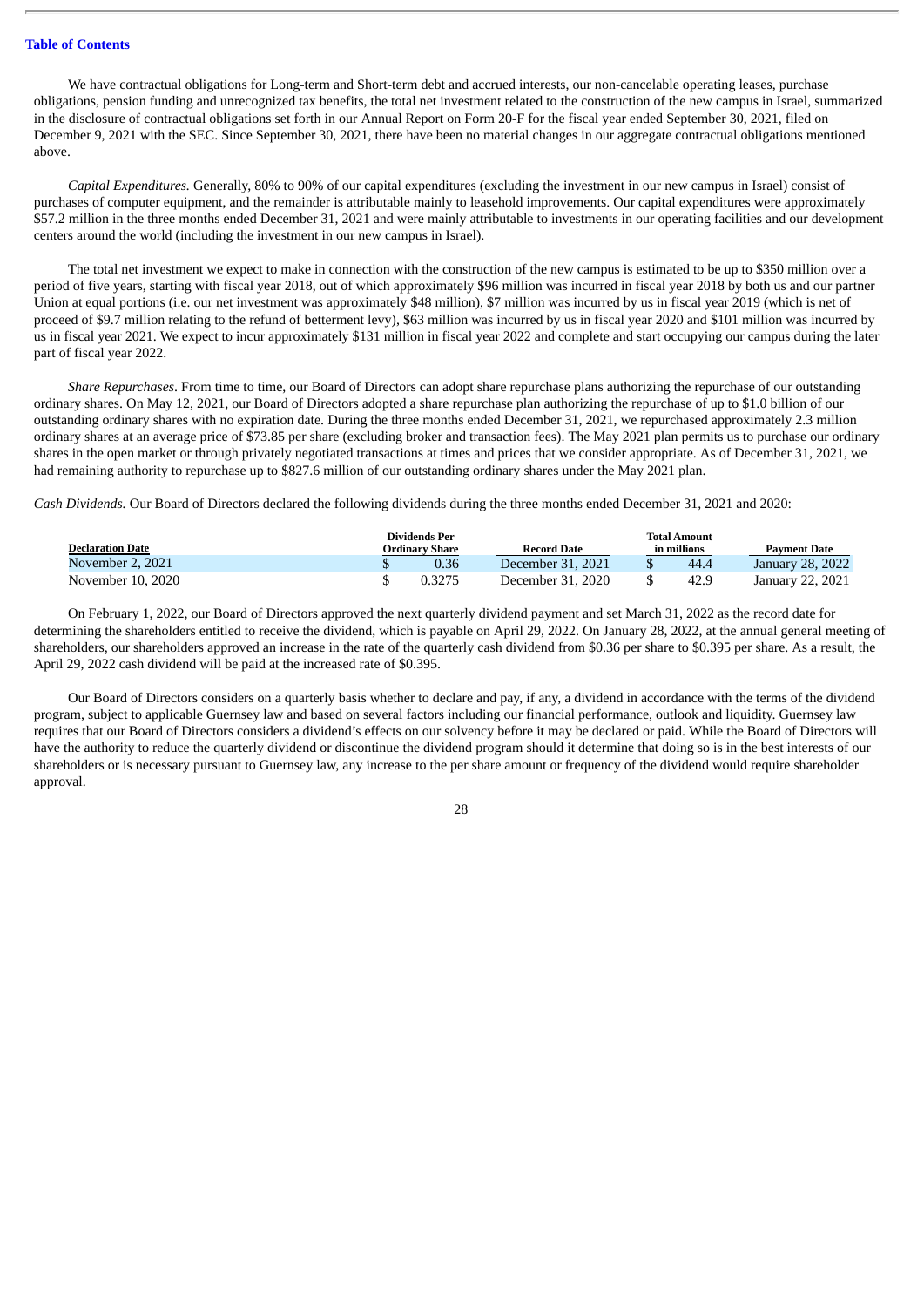We have contractual obligations for Long-term and Short-term debt and accrued interests, our non-cancelable operating leases, purchase obligations, pension funding and unrecognized tax benefits, the total net investment related to the construction of the new campus in Israel, summarized in the disclosure of contractual obligations set forth in our Annual Report on Form 20-F for the fiscal year ended September 30, 2021, filed on December 9, 2021 with the SEC. Since September 30, 2021, there have been no material changes in our aggregate contractual obligations mentioned above.

*Capital Expenditures.* Generally, 80% to 90% of our capital expenditures (excluding the investment in our new campus in Israel) consist of purchases of computer equipment, and the remainder is attributable mainly to leasehold improvements. Our capital expenditures were approximately $57.2 million in the three months ended December 31, 2021 and were mainly attributable to investments in our operating facilities and our development centers around the world (including the investment in our new campus in Israel).

The total net investment we expect to make in connection with the construction of the new campus is estimated to be up to $350 million over a period of five years, starting with fiscal year 2018, out of which approximately $96 million was incurred in fiscal year 2018 by both us and our partner Union at equal portions (i.e. our net investment was approximately $48 million), $7 million was incurred by us in fiscal year 2019 (which is net of proceed of $9.7 million relating to the refund of betterment levy), $63 million was incurred by us in fiscal year 2020 and $101 million was incurred by us in fiscal year 2021. We expect to incur approximately $131 million in fiscal year 2022 and complete and start occupying our campus during the later part of fiscal year 2022.

*Share Repurchases*. From time to time, our Board of Directors can adopt share repurchase plans authorizing the repurchase of our outstanding ordinary shares. On May 12, 2021, our Board of Directors adopted a share repurchase plan authorizing the repurchase of up to $1.0 billion of our outstanding ordinary shares with no expiration date. During the three months ended December 31, 2021, we repurchased approximately 2.3 million ordinary shares at an average price of $73.85 per share (excluding broker and transaction fees). The May 2021 plan permits us to purchase our ordinary shares in the open market or through privately negotiated transactions at times and prices that we consider appropriate. As of December 31, 2021, we had remaining authority to repurchase up to $827.6 million of our outstanding ordinary shares under the May 2021 plan.

*Cash Dividends.* Our Board of Directors declared the following dividends during the three months ended December 31, 2021 and 2020:

| Declaration Date | Dividends Per Ordinary Share | Record Date | Total Amount in millions | Payment Date |
|---|---|---|---|---|
| November 2, 2021 | $ 0.36 | December 31, 2021 | $ 44.4 | January 28, 2022 |
| November 10, 2020 | $ 0.3275 | December 31, 2020 | $ 42.9 | January 22, 2021 |

On February 1, 2022, our Board of Directors approved the next quarterly dividend payment and set March 31, 2022 as the record date for determining the shareholders entitled to receive the dividend, which is payable on April 29, 2022. On January 28, 2022, at the annual general meeting of shareholders, our shareholders approved an increase in the rate of the quarterly cash dividend from $0.36 per share to $0.395 per share. As a result, the April 29, 2022 cash dividend will be paid at the increased rate of $0.395.

Our Board of Directors considers on a quarterly basis whether to declare and pay, if any, a dividend in accordance with the terms of the dividend program, subject to applicable Guernsey law and based on several factors including our financial performance, outlook and liquidity. Guernsey law requires that our Board of Directors considers a dividend's effects on our solvency before it may be declared or paid. While the Board of Directors will have the authority to reduce the quarterly dividend or discontinue the dividend program should it determine that doing so is in the best interests of our shareholders or is necessary pursuant to Guernsey law, any increase to the per share amount or frequency of the dividend would require shareholder approval.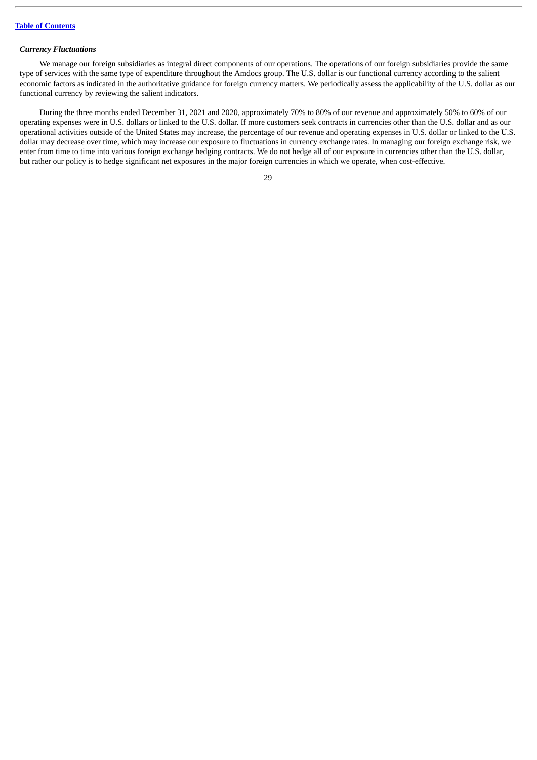### *Currency Fluctuations*

We manage our foreign subsidiaries as integral direct components of our operations. The operations of our foreign subsidiaries provide the same type of services with the same type of expenditure throughout the Amdocs group. The U.S. dollar is our functional currency according to the salient economic factors as indicated in the authoritative guidance for foreign currency matters. We periodically assess the applicability of the U.S. dollar as our functional currency by reviewing the salient indicators.

During the three months ended December 31, 2021 and 2020, approximately 70% to 80% of our revenue and approximately 50% to 60% of our operating expenses were in U.S. dollars or linked to the U.S. dollar. If more customers seek contracts in currencies other than the U.S. dollar and as our operational activities outside of the United States may increase, the percentage of our revenue and operating expenses in U.S. dollar or linked to the U.S. dollar may decrease over time, which may increase our exposure to fluctuations in currency exchange rates. In managing our foreign exchange risk, we enter from time to time into various foreign exchange hedging contracts. We do not hedge all of our exposure in currencies other than the U.S. dollar, but rather our policy is to hedge significant net exposures in the major foreign currencies in which we operate, when cost-effective.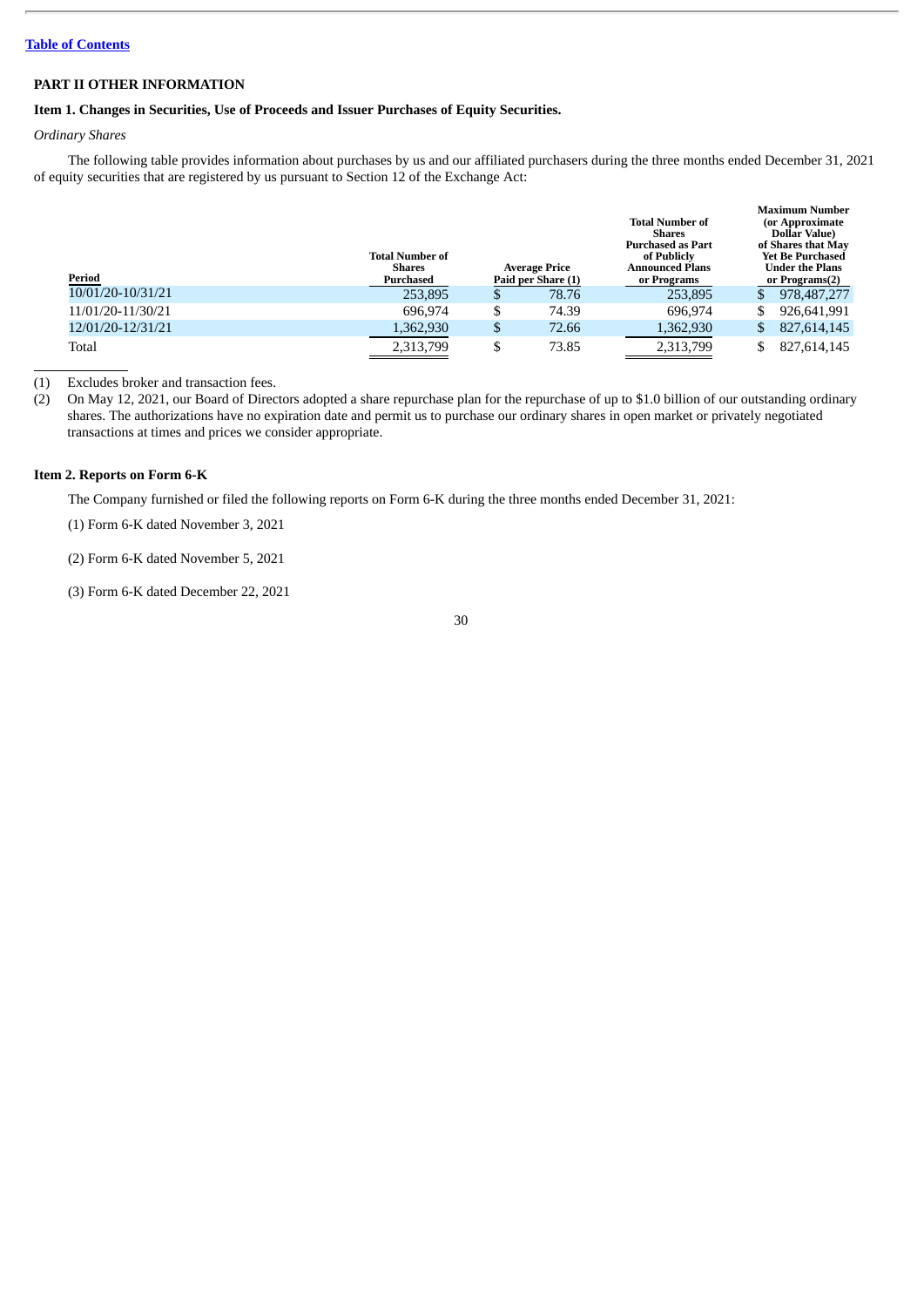[Table of Contents](#)

## PART II OTHER INFORMATION

### Item 1. Changes in Securities, Use of Proceeds and Issuer Purchases of Equity Securities.

*Ordinary Shares*

The following table provides information about purchases by us and our affiliated purchasers during the three months ended December 31, 2021 of equity securities that are registered by us pursuant to Section 12 of the Exchange Act:

| Period | Total Number of Shares Purchased | Average Price Paid per Share (1) | Total Number of Shares Purchased as Part of Publicly Announced Plans or Programs | Maximum Number (or Approximate Dollar Value) of Shares that May Yet Be Purchased Under the Plans or Programs(2) |
|---|---|---|---|---|
| 10/01/20-10/31/21 | 253,895 | $ 78.76 | 253,895 | $ 978,487,277 |
| 11/01/20-11/30/21 | 696,974 | $ 74.39 | 696,974 | $ 926,641,991 |
| 12/01/20-12/31/21 | 1,362,930 | $ 72.66 | 1,362,930 | $ 827,614,145 |
| Total | 2,313,799 | $ 73.85 | 2,313,799 | $ 827,614,145 |

(1) Excludes broker and transaction fees.

(2) On May 12, 2021, our Board of Directors adopted a share repurchase plan for the repurchase of up to $1.0 billion of our outstanding ordinary shares. The authorizations have no expiration date and permit us to purchase our ordinary shares in open market or privately negotiated transactions at times and prices we consider appropriate.

### Item 2. Reports on Form 6-K

The Company furnished or filed the following reports on Form 6-K during the three months ended December 31, 2021:

(1) Form 6-K dated November 3, 2021

(2) Form 6-K dated November 5, 2021

(3) Form 6-K dated December 22, 2021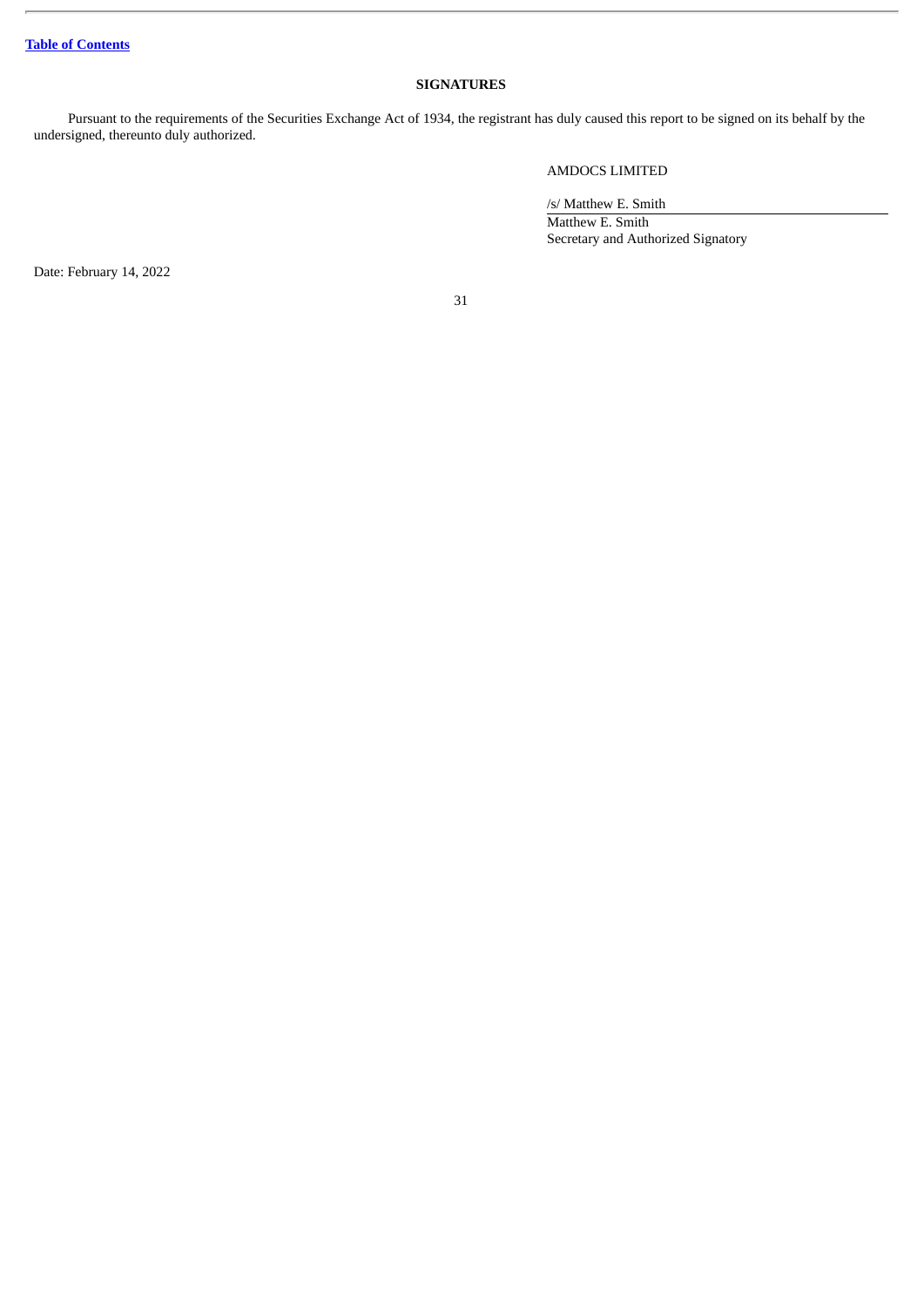[Table of Contents]

## SIGNATURES

Pursuant to the requirements of the Securities Exchange Act of 1934, the registrant has duly caused this report to be signed on its behalf by the undersigned, thereunto duly authorized.

AMDOCS LIMITED

/s/ Matthew E. Smith

Matthew E. Smith
Secretary and Authorized Signatory

Date: February 14, 2022